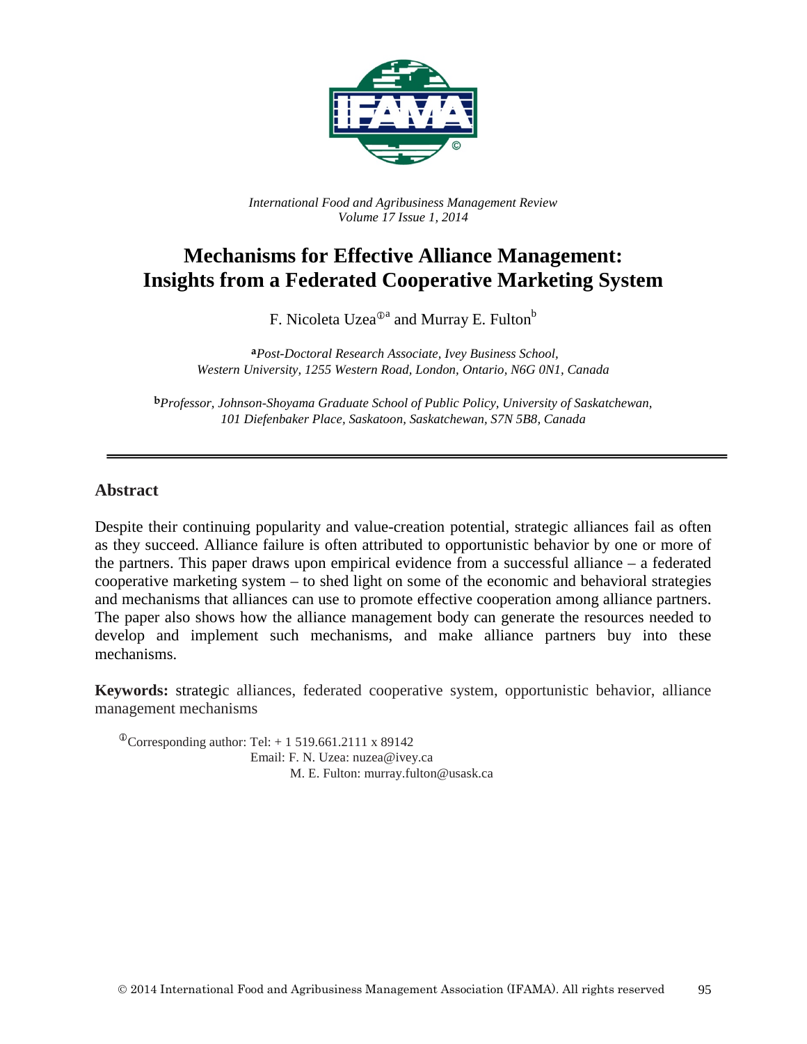*International Food and Agribusiness Management Review*
*Volume 17 Issue 1, 2014*

# Mechanisms for Effective Alliance Management: Insights from a Federated Cooperative Marketing System

F. Nicoleta Uzea[ⓘa] and Murray E. Fulton[b]

[a]*Post-Doctoral Research Associate, Ivey Business School, Western University, 1255 Western Road, London, Ontario, N6G 0N1, Canada*

[b]*Professor, Johnson-Shoyama Graduate School of Public Policy, University of Saskatchewan, 101 Diefenbaker Place, Saskatoon, Saskatchewan, S7N 5B8, Canada*

## Abstract

Despite their continuing popularity and value-creation potential, strategic alliances fail as often as they succeed. Alliance failure is often attributed to opportunistic behavior by one or more of the partners. This paper draws upon empirical evidence from a successful alliance – a federated cooperative marketing system – to shed light on some of the economic and behavioral strategies and mechanisms that alliances can use to promote effective cooperation among alliance partners. The paper also shows how the alliance management body can generate the resources needed to develop and implement such mechanisms, and make alliance partners buy into these mechanisms.

**Keywords:** strategic alliances, federated cooperative system, opportunistic behavior, alliance management mechanisms

[ⓘ]Corresponding author: Tel: + 1 519.661.2111 x 89142
Email: F. N. Uzea: nuzea@ivey.ca
M. E. Fulton: murray.fulton@usask.ca

© 2014 International Food and Agribusiness Management Association (IFAMA). All rights reserved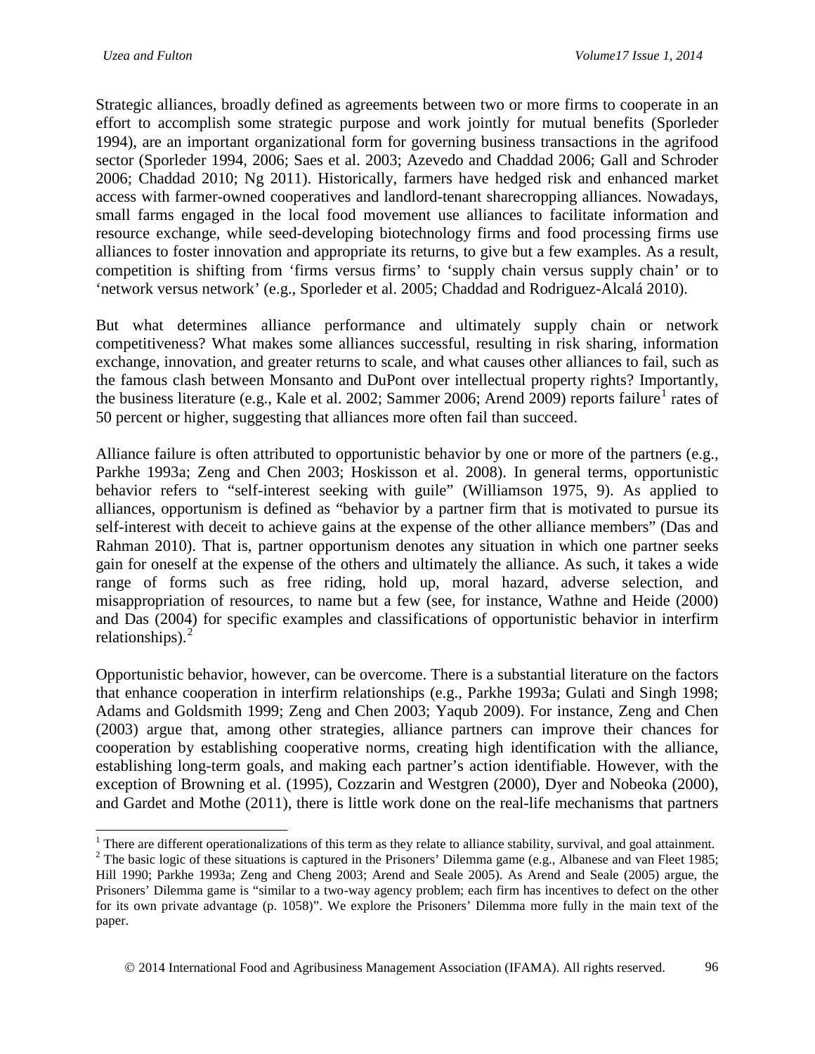Strategic alliances, broadly defined as agreements between two or more firms to cooperate in an effort to accomplish some strategic purpose and work jointly for mutual benefits (Sporleder 1994), are an important organizational form for governing business transactions in the agrifood sector (Sporleder 1994, 2006; Saes et al. 2003; Azevedo and Chaddad 2006; Gall and Schroder 2006; Chaddad 2010; Ng 2011). Historically, farmers have hedged risk and enhanced market access with farmer-owned cooperatives and landlord-tenant sharecropping alliances. Nowadays, small farms engaged in the local food movement use alliances to facilitate information and resource exchange, while seed-developing biotechnology firms and food processing firms use alliances to foster innovation and appropriate its returns, to give but a few examples. As a result, competition is shifting from 'firms versus firms' to 'supply chain versus supply chain' or to 'network versus network' (e.g., Sporleder et al. 2005; Chaddad and Rodriguez-Alcalá 2010).

But what determines alliance performance and ultimately supply chain or network competitiveness? What makes some alliances successful, resulting in risk sharing, information exchange, innovation, and greater returns to scale, and what causes other alliances to fail, such as the famous clash between Monsanto and DuPont over intellectual property rights? Importantly, the business literature (e.g., Kale et al. 2002; Sammer 2006; Arend 2009) reports failure[1] rates of 50 percent or higher, suggesting that alliances more often fail than succeed.

Alliance failure is often attributed to opportunistic behavior by one or more of the partners (e.g., Parkhe 1993a; Zeng and Chen 2003; Hoskisson et al. 2008). In general terms, opportunistic behavior refers to "self-interest seeking with guile" (Williamson 1975, 9). As applied to alliances, opportunism is defined as "behavior by a partner firm that is motivated to pursue its self-interest with deceit to achieve gains at the expense of the other alliance members" (Das and Rahman 2010). That is, partner opportunism denotes any situation in which one partner seeks gain for oneself at the expense of the others and ultimately the alliance. As such, it takes a wide range of forms such as free riding, hold up, moral hazard, adverse selection, and misappropriation of resources, to name but a few (see, for instance, Wathne and Heide (2000) and Das (2004) for specific examples and classifications of opportunistic behavior in interfirm relationships).[2]

Opportunistic behavior, however, can be overcome. There is a substantial literature on the factors that enhance cooperation in interfirm relationships (e.g., Parkhe 1993a; Gulati and Singh 1998; Adams and Goldsmith 1999; Zeng and Chen 2003; Yaqub 2009). For instance, Zeng and Chen (2003) argue that, among other strategies, alliance partners can improve their chances for cooperation by establishing cooperative norms, creating high identification with the alliance, establishing long-term goals, and making each partner's action identifiable. However, with the exception of Browning et al. (1995), Cozzarin and Westgren (2000), Dyer and Nobeoka (2000), and Gardet and Mothe (2011), there is little work done on the real-life mechanisms that partners

---

[1] There are different operationalizations of this term as they relate to alliance stability, survival, and goal attainment.

[2] The basic logic of these situations is captured in the Prisoners' Dilemma game (e.g., Albanese and van Fleet 1985; Hill 1990; Parkhe 1993a; Zeng and Cheng 2003; Arend and Seale 2005). As Arend and Seale (2005) argue, the Prisoners' Dilemma game is "similar to a two-way agency problem; each firm has incentives to defect on the other for its own private advantage (p. 1058)". We explore the Prisoners' Dilemma more fully in the main text of the paper.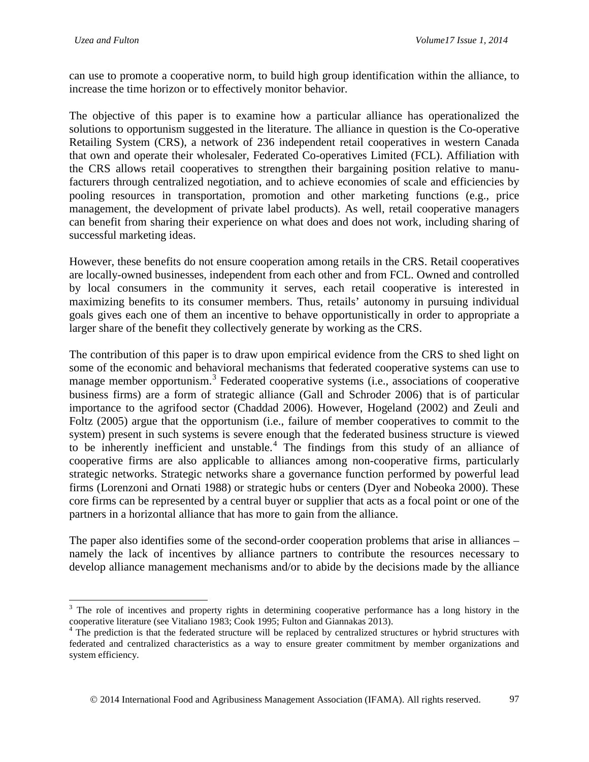can use to promote a cooperative norm, to build high group identification within the alliance, to increase the time horizon or to effectively monitor behavior.

The objective of this paper is to examine how a particular alliance has operationalized the solutions to opportunism suggested in the literature. The alliance in question is the Co-operative Retailing System (CRS), a network of 236 independent retail cooperatives in western Canada that own and operate their wholesaler, Federated Co-operatives Limited (FCL). Affiliation with the CRS allows retail cooperatives to strengthen their bargaining position relative to manufacturers through centralized negotiation, and to achieve economies of scale and efficiencies by pooling resources in transportation, promotion and other marketing functions (e.g., price management, the development of private label products). As well, retail cooperative managers can benefit from sharing their experience on what does and does not work, including sharing of successful marketing ideas.

However, these benefits do not ensure cooperation among retails in the CRS. Retail cooperatives are locally-owned businesses, independent from each other and from FCL. Owned and controlled by local consumers in the community it serves, each retail cooperative is interested in maximizing benefits to its consumer members. Thus, retails' autonomy in pursuing individual goals gives each one of them an incentive to behave opportunistically in order to appropriate a larger share of the benefit they collectively generate by working as the CRS.

The contribution of this paper is to draw upon empirical evidence from the CRS to shed light on some of the economic and behavioral mechanisms that federated cooperative systems can use to manage member opportunism.[3] Federated cooperative systems (i.e., associations of cooperative business firms) are a form of strategic alliance (Gall and Schroder 2006) that is of particular importance to the agrifood sector (Chaddad 2006). However, Hogeland (2002) and Zeuli and Foltz (2005) argue that the opportunism (i.e., failure of member cooperatives to commit to the system) present in such systems is severe enough that the federated business structure is viewed to be inherently inefficient and unstable.[4] The findings from this study of an alliance of cooperative firms are also applicable to alliances among non-cooperative firms, particularly strategic networks. Strategic networks share a governance function performed by powerful lead firms (Lorenzoni and Ornati 1988) or strategic hubs or centers (Dyer and Nobeoka 2000). These core firms can be represented by a central buyer or supplier that acts as a focal point or one of the partners in a horizontal alliance that has more to gain from the alliance.

The paper also identifies some of the second-order cooperation problems that arise in alliances – namely the lack of incentives by alliance partners to contribute the resources necessary to develop alliance management mechanisms and/or to abide by the decisions made by the alliance

---

[3] The role of incentives and property rights in determining cooperative performance has a long history in the cooperative literature (see Vitaliano 1983; Cook 1995; Fulton and Giannakas 2013).

[4] The prediction is that the federated structure will be replaced by centralized structures or hybrid structures with federated and centralized characteristics as a way to ensure greater commitment by member organizations and system efficiency.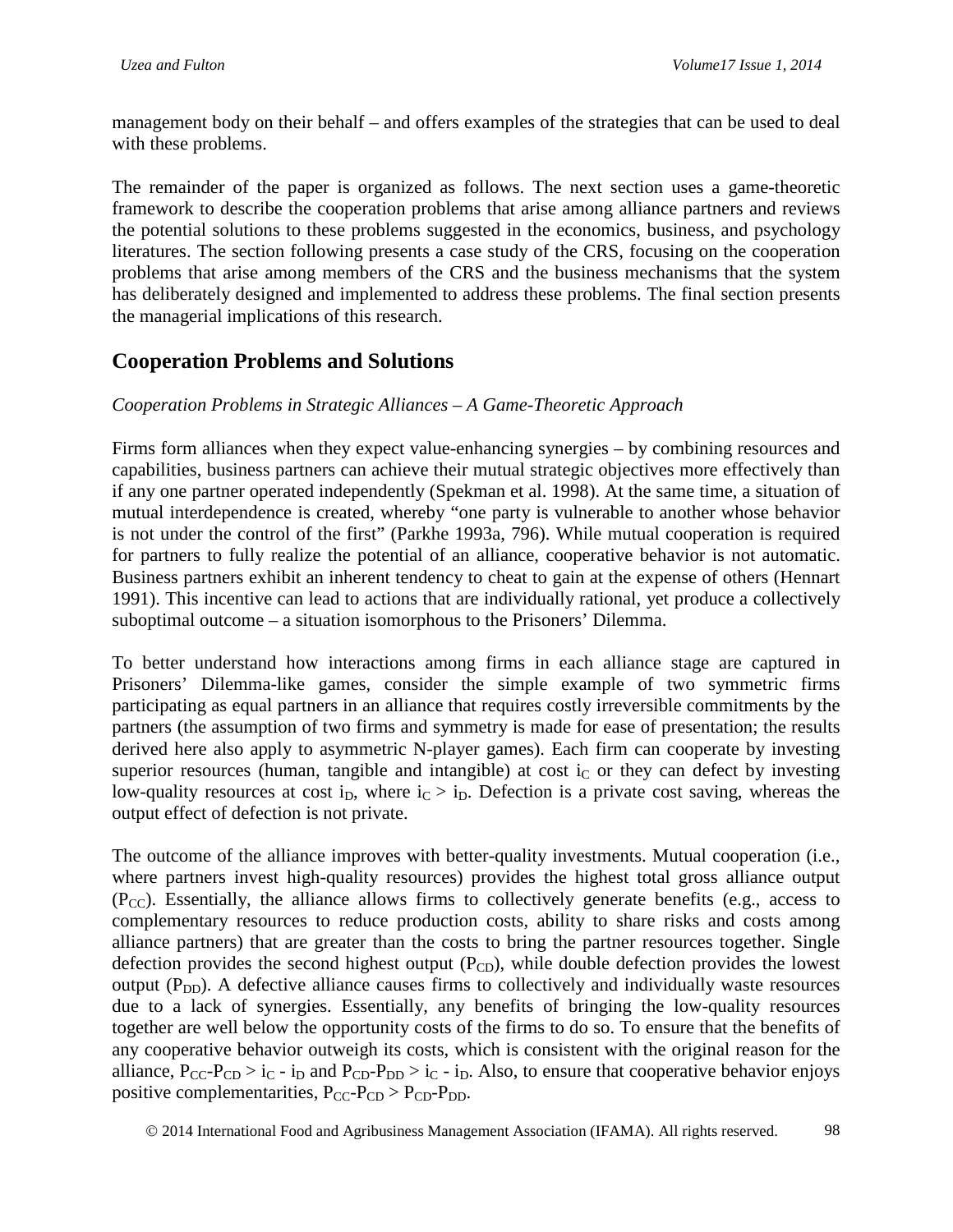management body on their behalf – and offers examples of the strategies that can be used to deal with these problems.

The remainder of the paper is organized as follows. The next section uses a game-theoretic framework to describe the cooperation problems that arise among alliance partners and reviews the potential solutions to these problems suggested in the economics, business, and psychology literatures. The section following presents a case study of the CRS, focusing on the cooperation problems that arise among members of the CRS and the business mechanisms that the system has deliberately designed and implemented to address these problems. The final section presents the managerial implications of this research.

## Cooperation Problems and Solutions

*Cooperation Problems in Strategic Alliances – A Game-Theoretic Approach*

Firms form alliances when they expect value-enhancing synergies – by combining resources and capabilities, business partners can achieve their mutual strategic objectives more effectively than if any one partner operated independently (Spekman et al. 1998). At the same time, a situation of mutual interdependence is created, whereby "one party is vulnerable to another whose behavior is not under the control of the first" (Parkhe 1993a, 796). While mutual cooperation is required for partners to fully realize the potential of an alliance, cooperative behavior is not automatic. Business partners exhibit an inherent tendency to cheat to gain at the expense of others (Hennart 1991). This incentive can lead to actions that are individually rational, yet produce a collectively suboptimal outcome – a situation isomorphous to the Prisoners' Dilemma.

To better understand how interactions among firms in each alliance stage are captured in Prisoners' Dilemma-like games, consider the simple example of two symmetric firms participating as equal partners in an alliance that requires costly irreversible commitments by the partners (the assumption of two firms and symmetry is made for ease of presentation; the results derived here also apply to asymmetric N-player games). Each firm can cooperate by investing superior resources (human, tangible and intangible) at cost $i_C$ or they can defect by investing low-quality resources at cost $i_D$, where $i_C > i_D$. Defection is a private cost saving, whereas the output effect of defection is not private.

The outcome of the alliance improves with better-quality investments. Mutual cooperation (i.e., where partners invest high-quality resources) provides the highest total gross alliance output ($P_{CC}$). Essentially, the alliance allows firms to collectively generate benefits (e.g., access to complementary resources to reduce production costs, ability to share risks and costs among alliance partners) that are greater than the costs to bring the partner resources together. Single defection provides the second highest output ($P_{CD}$), while double defection provides the lowest output ($P_{DD}$). A defective alliance causes firms to collectively and individually waste resources due to a lack of synergies. Essentially, any benefits of bringing the low-quality resources together are well below the opportunity costs of the firms to do so. To ensure that the benefits of any cooperative behavior outweigh its costs, which is consistent with the original reason for the alliance, $P_{CC}-P_{CD} > i_C - i_D$ and $P_{CD}-P_{DD} > i_C - i_D$. Also, to ensure that cooperative behavior enjoys positive complementarities, $P_{CC}-P_{CD} > P_{CD}-P_{DD}$.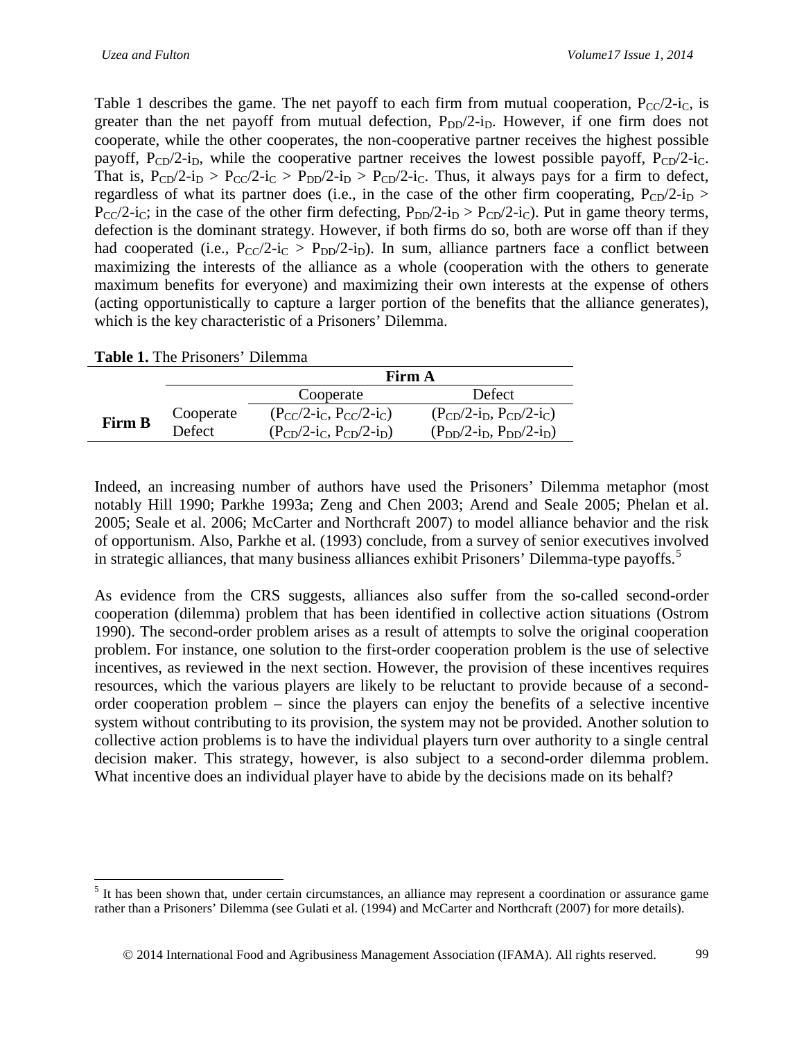Table 1 describes the game. The net payoff to each firm from mutual cooperation, $P_{CC}/2\text{-}i_C$, is greater than the net payoff from mutual defection, $P_{DD}/2\text{-}i_D$. However, if one firm does not cooperate, while the other cooperates, the non-cooperative partner receives the highest possible payoff, $P_{CD}/2\text{-}i_D$, while the cooperative partner receives the lowest possible payoff, $P_{CD}/2\text{-}i_C$. That is, $P_{CD}/2\text{-}i_D > P_{CC}/2\text{-}i_C > P_{DD}/2\text{-}i_D > P_{CD}/2\text{-}i_C$. Thus, it always pays for a firm to defect, regardless of what its partner does (i.e., in the case of the other firm cooperating, $P_{CD}/2\text{-}i_D > P_{CC}/2\text{-}i_C$; in the case of the other firm defecting, $P_{DD}/2\text{-}i_D > P_{CD}/2\text{-}i_C$). Put in game theory terms, defection is the dominant strategy. However, if both firms do so, both are worse off than if they had cooperated (i.e., $P_{CC}/2\text{-}i_C > P_{DD}/2\text{-}i_D$). In sum, alliance partners face a conflict between maximizing the interests of the alliance as a whole (cooperation with the others to generate maximum benefits for everyone) and maximizing their own interests at the expense of others (acting opportunistically to capture a larger portion of the benefits that the alliance generates), which is the key characteristic of a Prisoners' Dilemma.

**Table 1.** The Prisoners' Dilemma

| | | Firm A | |
|---|---|---|---|
| | | Cooperate | Defect |
| **Firm B** | Cooperate | $(P_{CC}/2\text{-}i_C, P_{CC}/2\text{-}i_C)$ | $(P_{CD}/2\text{-}i_D, P_{CD}/2\text{-}i_C)$ |
| | Defect | $(P_{CD}/2\text{-}i_C, P_{CD}/2\text{-}i_D)$ | $(P_{DD}/2\text{-}i_D, P_{DD}/2\text{-}i_D)$ |

Indeed, an increasing number of authors have used the Prisoners' Dilemma metaphor (most notably Hill 1990; Parkhe 1993a; Zeng and Chen 2003; Arend and Seale 2005; Phelan et al. 2005; Seale et al. 2006; McCarter and Northcraft 2007) to model alliance behavior and the risk of opportunism. Also, Parkhe et al. (1993) conclude, from a survey of senior executives involved in strategic alliances, that many business alliances exhibit Prisoners' Dilemma-type payoffs.[5]

As evidence from the CRS suggests, alliances also suffer from the so-called second-order cooperation (dilemma) problem that has been identified in collective action situations (Ostrom 1990). The second-order problem arises as a result of attempts to solve the original cooperation problem. For instance, one solution to the first-order cooperation problem is the use of selective incentives, as reviewed in the next section. However, the provision of these incentives requires resources, which the various players are likely to be reluctant to provide because of a second-order cooperation problem – since the players can enjoy the benefits of a selective incentive system without contributing to its provision, the system may not be provided. Another solution to collective action problems is to have the individual players turn over authority to a single central decision maker. This strategy, however, is also subject to a second-order dilemma problem. What incentive does an individual player have to abide by the decisions made on its behalf?

[5] It has been shown that, under certain circumstances, an alliance may represent a coordination or assurance game rather than a Prisoners' Dilemma (see Gulati et al. (1994) and McCarter and Northcraft (2007) for more details).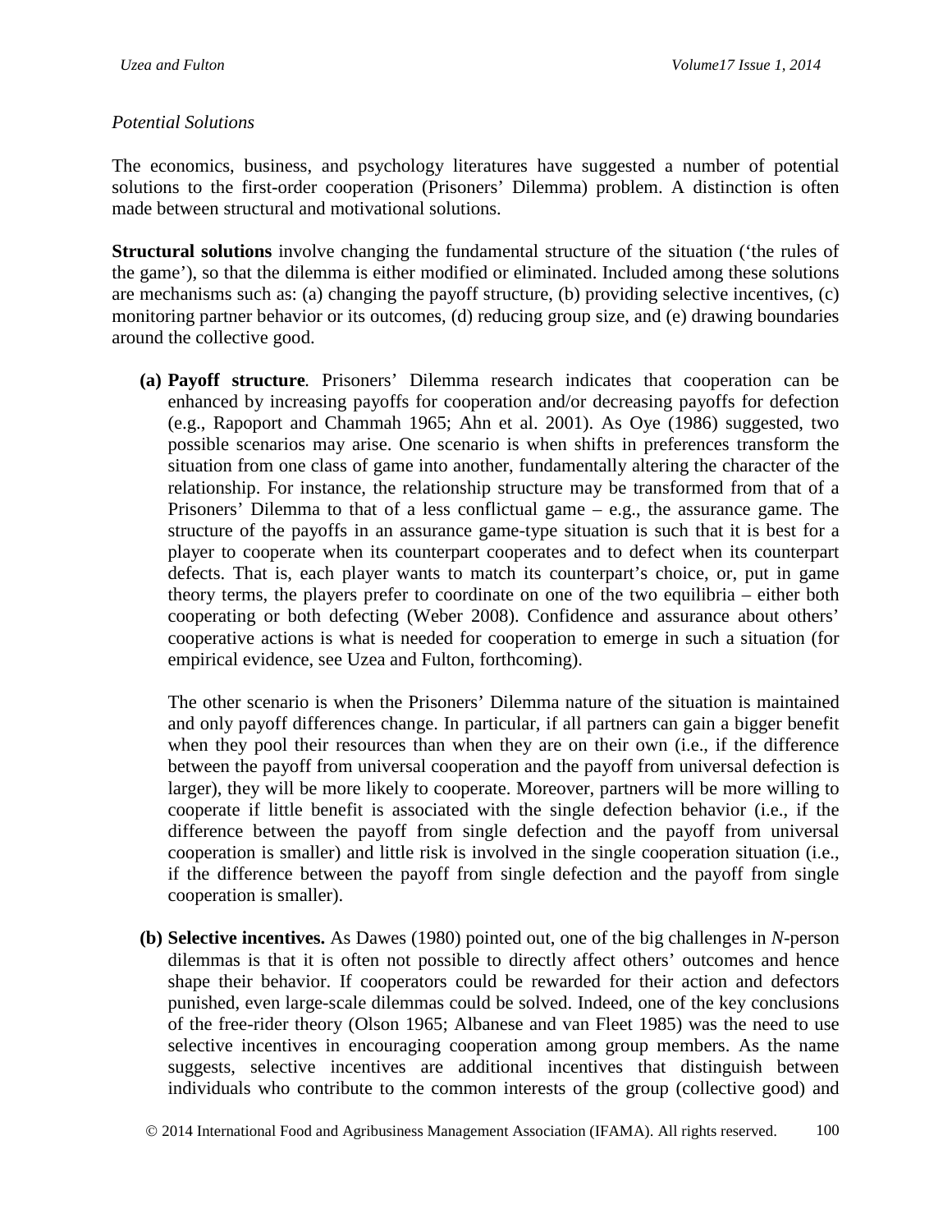*Potential Solutions*

The economics, business, and psychology literatures have suggested a number of potential solutions to the first-order cooperation (Prisoners' Dilemma) problem. A distinction is often made between structural and motivational solutions.

**Structural solutions** involve changing the fundamental structure of the situation ('the rules of the game'), so that the dilemma is either modified or eliminated. Included among these solutions are mechanisms such as: (a) changing the payoff structure, (b) providing selective incentives, (c) monitoring partner behavior or its outcomes, (d) reducing group size, and (e) drawing boundaries around the collective good.

**(a) Payoff structure***.* Prisoners' Dilemma research indicates that cooperation can be enhanced by increasing payoffs for cooperation and/or decreasing payoffs for defection (e.g., Rapoport and Chammah 1965; Ahn et al. 2001). As Oye (1986) suggested, two possible scenarios may arise. One scenario is when shifts in preferences transform the situation from one class of game into another, fundamentally altering the character of the relationship. For instance, the relationship structure may be transformed from that of a Prisoners' Dilemma to that of a less conflictual game – e.g., the assurance game. The structure of the payoffs in an assurance game-type situation is such that it is best for a player to cooperate when its counterpart cooperates and to defect when its counterpart defects. That is, each player wants to match its counterpart's choice, or, put in game theory terms, the players prefer to coordinate on one of the two equilibria – either both cooperating or both defecting (Weber 2008). Confidence and assurance about others' cooperative actions is what is needed for cooperation to emerge in such a situation (for empirical evidence, see Uzea and Fulton, forthcoming).

The other scenario is when the Prisoners' Dilemma nature of the situation is maintained and only payoff differences change. In particular, if all partners can gain a bigger benefit when they pool their resources than when they are on their own (i.e., if the difference between the payoff from universal cooperation and the payoff from universal defection is larger), they will be more likely to cooperate. Moreover, partners will be more willing to cooperate if little benefit is associated with the single defection behavior (i.e., if the difference between the payoff from single defection and the payoff from universal cooperation is smaller) and little risk is involved in the single cooperation situation (i.e., if the difference between the payoff from single defection and the payoff from single cooperation is smaller).

**(b) Selective incentives.** As Dawes (1980) pointed out, one of the big challenges in *N*-person dilemmas is that it is often not possible to directly affect others' outcomes and hence shape their behavior. If cooperators could be rewarded for their action and defectors punished, even large-scale dilemmas could be solved. Indeed, one of the key conclusions of the free-rider theory (Olson 1965; Albanese and van Fleet 1985) was the need to use selective incentives in encouraging cooperation among group members. As the name suggests, selective incentives are additional incentives that distinguish between individuals who contribute to the common interests of the group (collective good) and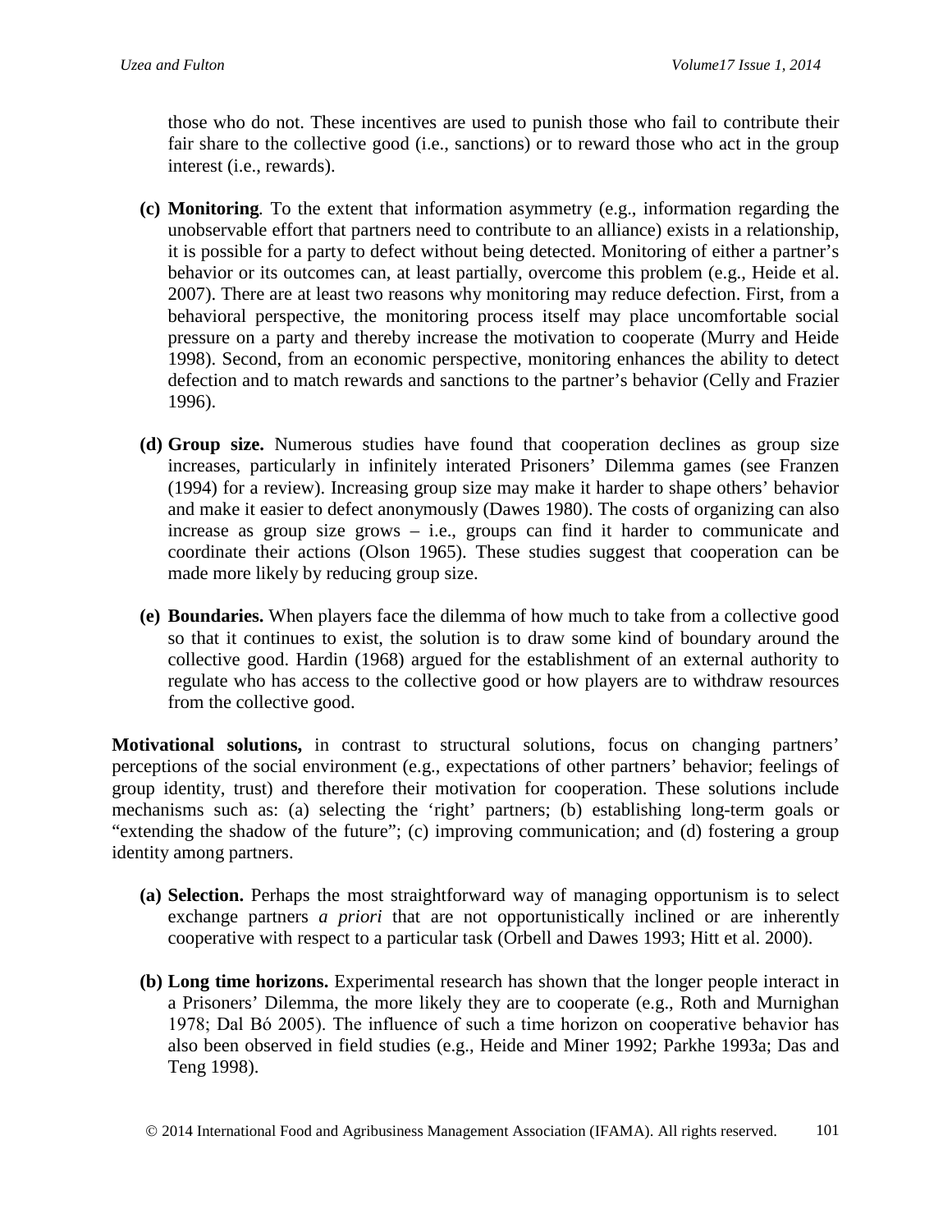those who do not. These incentives are used to punish those who fail to contribute their fair share to the collective good (i.e., sanctions) or to reward those who act in the group interest (i.e., rewards).

- **(c) Monitoring**. To the extent that information asymmetry (e.g., information regarding the unobservable effort that partners need to contribute to an alliance) exists in a relationship, it is possible for a party to defect without being detected. Monitoring of either a partner's behavior or its outcomes can, at least partially, overcome this problem (e.g., Heide et al. 2007). There are at least two reasons why monitoring may reduce defection. First, from a behavioral perspective, the monitoring process itself may place uncomfortable social pressure on a party and thereby increase the motivation to cooperate (Murry and Heide 1998). Second, from an economic perspective, monitoring enhances the ability to detect defection and to match rewards and sanctions to the partner's behavior (Celly and Frazier 1996).

- **(d) Group size.** Numerous studies have found that cooperation declines as group size increases, particularly in infinitely interated Prisoners' Dilemma games (see Franzen (1994) for a review). Increasing group size may make it harder to shape others' behavior and make it easier to defect anonymously (Dawes 1980). The costs of organizing can also increase as group size grows – i.e., groups can find it harder to communicate and coordinate their actions (Olson 1965). These studies suggest that cooperation can be made more likely by reducing group size.

- **(e) Boundaries.** When players face the dilemma of how much to take from a collective good so that it continues to exist, the solution is to draw some kind of boundary around the collective good. Hardin (1968) argued for the establishment of an external authority to regulate who has access to the collective good or how players are to withdraw resources from the collective good.

**Motivational solutions,** in contrast to structural solutions, focus on changing partners' perceptions of the social environment (e.g., expectations of other partners' behavior; feelings of group identity, trust) and therefore their motivation for cooperation. These solutions include mechanisms such as: (a) selecting the 'right' partners; (b) establishing long-term goals or "extending the shadow of the future"; (c) improving communication; and (d) fostering a group identity among partners.

- **(a) Selection.** Perhaps the most straightforward way of managing opportunism is to select exchange partners *a priori* that are not opportunistically inclined or are inherently cooperative with respect to a particular task (Orbell and Dawes 1993; Hitt et al. 2000).

- **(b) Long time horizons.** Experimental research has shown that the longer people interact in a Prisoners' Dilemma, the more likely they are to cooperate (e.g., Roth and Murnighan 1978; Dal Bó 2005). The influence of such a time horizon on cooperative behavior has also been observed in field studies (e.g., Heide and Miner 1992; Parkhe 1993a; Das and Teng 1998).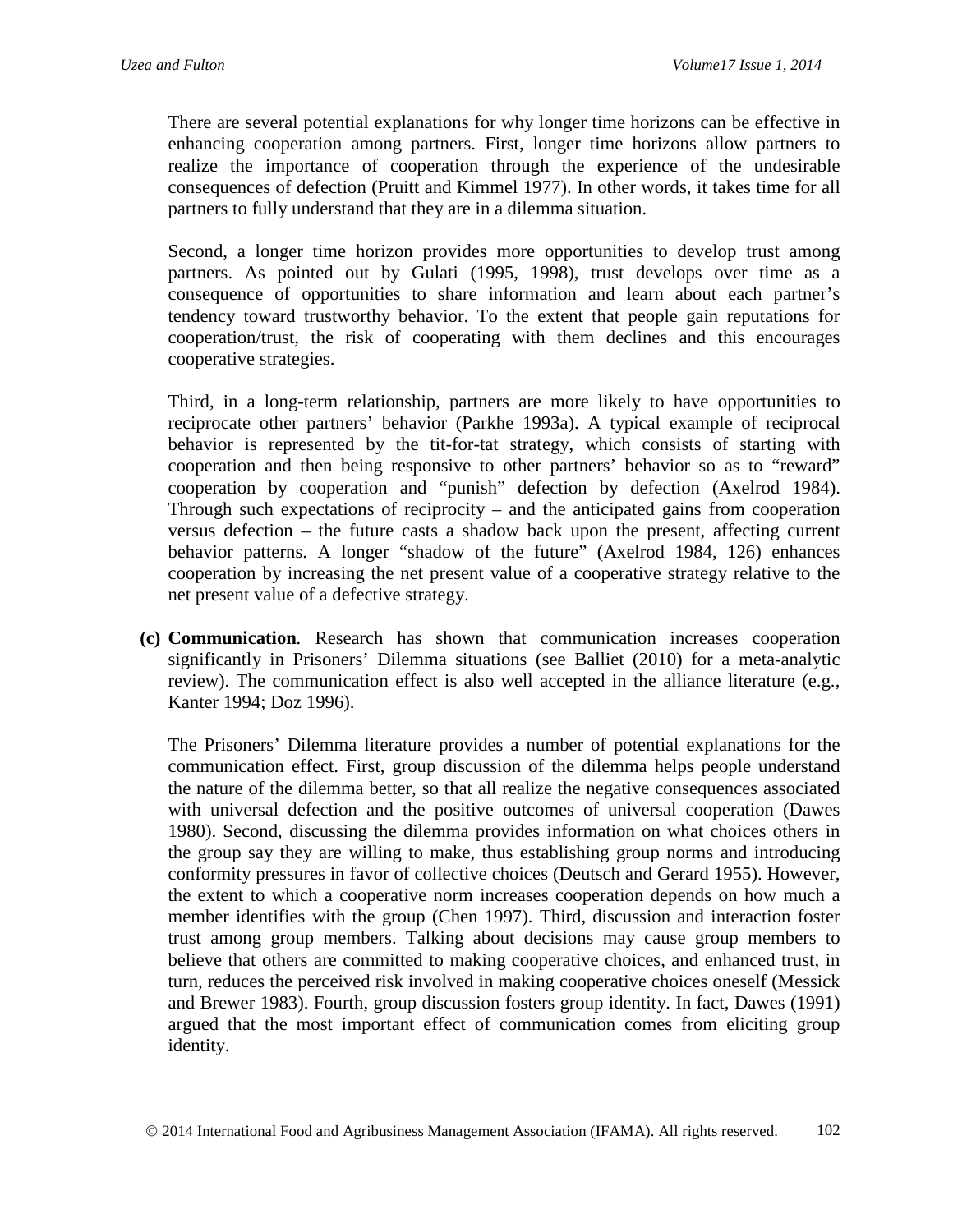There are several potential explanations for why longer time horizons can be effective in enhancing cooperation among partners. First, longer time horizons allow partners to realize the importance of cooperation through the experience of the undesirable consequences of defection (Pruitt and Kimmel 1977). In other words, it takes time for all partners to fully understand that they are in a dilemma situation.

Second, a longer time horizon provides more opportunities to develop trust among partners. As pointed out by Gulati (1995, 1998), trust develops over time as a consequence of opportunities to share information and learn about each partner's tendency toward trustworthy behavior. To the extent that people gain reputations for cooperation/trust, the risk of cooperating with them declines and this encourages cooperative strategies.

Third, in a long-term relationship, partners are more likely to have opportunities to reciprocate other partners' behavior (Parkhe 1993a). A typical example of reciprocal behavior is represented by the tit-for-tat strategy, which consists of starting with cooperation and then being responsive to other partners' behavior so as to "reward" cooperation by cooperation and "punish" defection by defection (Axelrod 1984). Through such expectations of reciprocity – and the anticipated gains from cooperation versus defection – the future casts a shadow back upon the present, affecting current behavior patterns. A longer "shadow of the future" (Axelrod 1984, 126) enhances cooperation by increasing the net present value of a cooperative strategy relative to the net present value of a defective strategy.

**(c) Communication**. Research has shown that communication increases cooperation significantly in Prisoners' Dilemma situations (see Balliet (2010) for a meta-analytic review). The communication effect is also well accepted in the alliance literature (e.g., Kanter 1994; Doz 1996).

The Prisoners' Dilemma literature provides a number of potential explanations for the communication effect. First, group discussion of the dilemma helps people understand the nature of the dilemma better, so that all realize the negative consequences associated with universal defection and the positive outcomes of universal cooperation (Dawes 1980). Second, discussing the dilemma provides information on what choices others in the group say they are willing to make, thus establishing group norms and introducing conformity pressures in favor of collective choices (Deutsch and Gerard 1955). However, the extent to which a cooperative norm increases cooperation depends on how much a member identifies with the group (Chen 1997). Third, discussion and interaction foster trust among group members. Talking about decisions may cause group members to believe that others are committed to making cooperative choices, and enhanced trust, in turn, reduces the perceived risk involved in making cooperative choices oneself (Messick and Brewer 1983). Fourth, group discussion fosters group identity. In fact, Dawes (1991) argued that the most important effect of communication comes from eliciting group identity.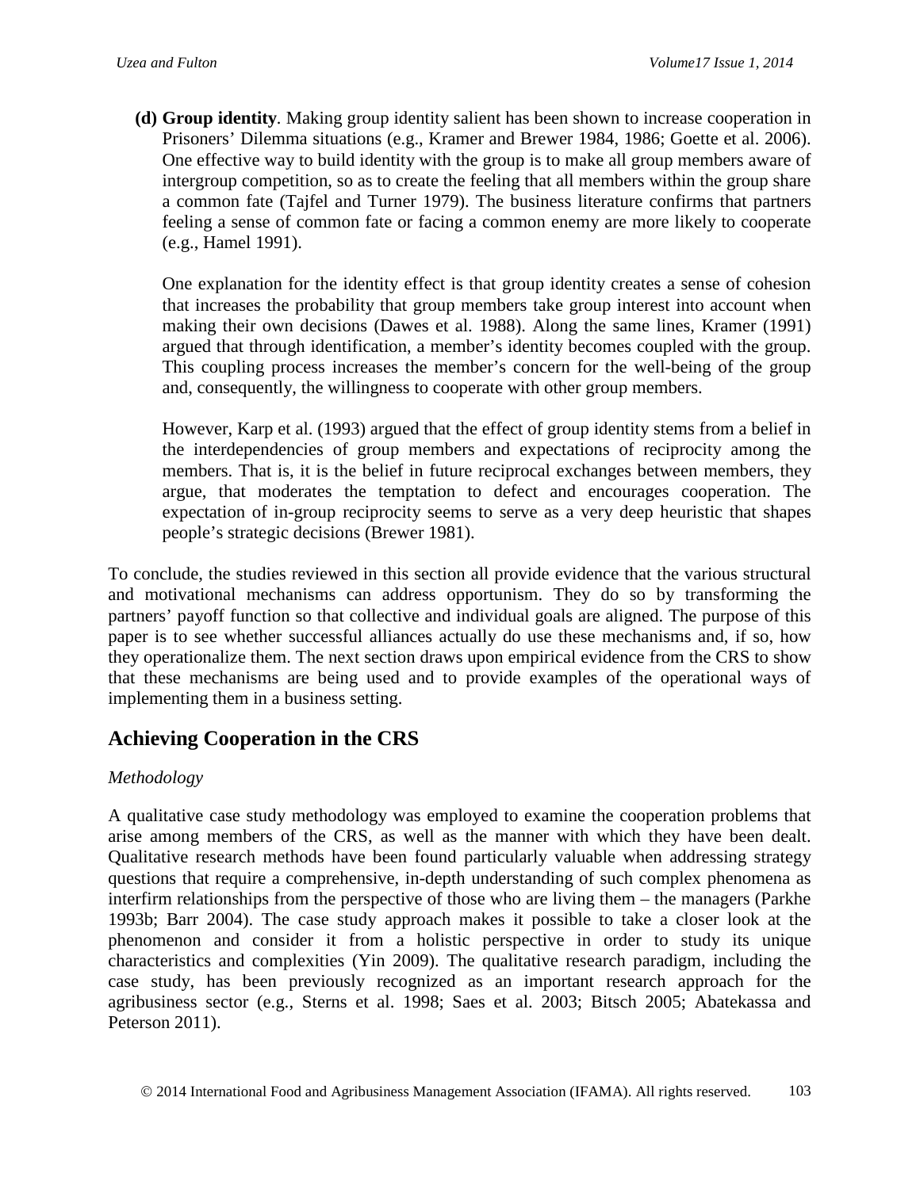**(d) Group identity**. Making group identity salient has been shown to increase cooperation in Prisoners' Dilemma situations (e.g., Kramer and Brewer 1984, 1986; Goette et al. 2006). One effective way to build identity with the group is to make all group members aware of intergroup competition, so as to create the feeling that all members within the group share a common fate (Tajfel and Turner 1979). The business literature confirms that partners feeling a sense of common fate or facing a common enemy are more likely to cooperate (e.g., Hamel 1991).

One explanation for the identity effect is that group identity creates a sense of cohesion that increases the probability that group members take group interest into account when making their own decisions (Dawes et al. 1988). Along the same lines, Kramer (1991) argued that through identification, a member's identity becomes coupled with the group. This coupling process increases the member's concern for the well-being of the group and, consequently, the willingness to cooperate with other group members.

However, Karp et al. (1993) argued that the effect of group identity stems from a belief in the interdependencies of group members and expectations of reciprocity among the members. That is, it is the belief in future reciprocal exchanges between members, they argue, that moderates the temptation to defect and encourages cooperation. The expectation of in-group reciprocity seems to serve as a very deep heuristic that shapes people's strategic decisions (Brewer 1981).

To conclude, the studies reviewed in this section all provide evidence that the various structural and motivational mechanisms can address opportunism. They do so by transforming the partners' payoff function so that collective and individual goals are aligned. The purpose of this paper is to see whether successful alliances actually do use these mechanisms and, if so, how they operationalize them. The next section draws upon empirical evidence from the CRS to show that these mechanisms are being used and to provide examples of the operational ways of implementing them in a business setting.

## Achieving Cooperation in the CRS

*Methodology*

A qualitative case study methodology was employed to examine the cooperation problems that arise among members of the CRS, as well as the manner with which they have been dealt. Qualitative research methods have been found particularly valuable when addressing strategy questions that require a comprehensive, in-depth understanding of such complex phenomena as interfirm relationships from the perspective of those who are living them – the managers (Parkhe 1993b; Barr 2004). The case study approach makes it possible to take a closer look at the phenomenon and consider it from a holistic perspective in order to study its unique characteristics and complexities (Yin 2009). The qualitative research paradigm, including the case study, has been previously recognized as an important research approach for the agribusiness sector (e.g., Sterns et al. 1998; Saes et al. 2003; Bitsch 2005; Abatekassa and Peterson 2011).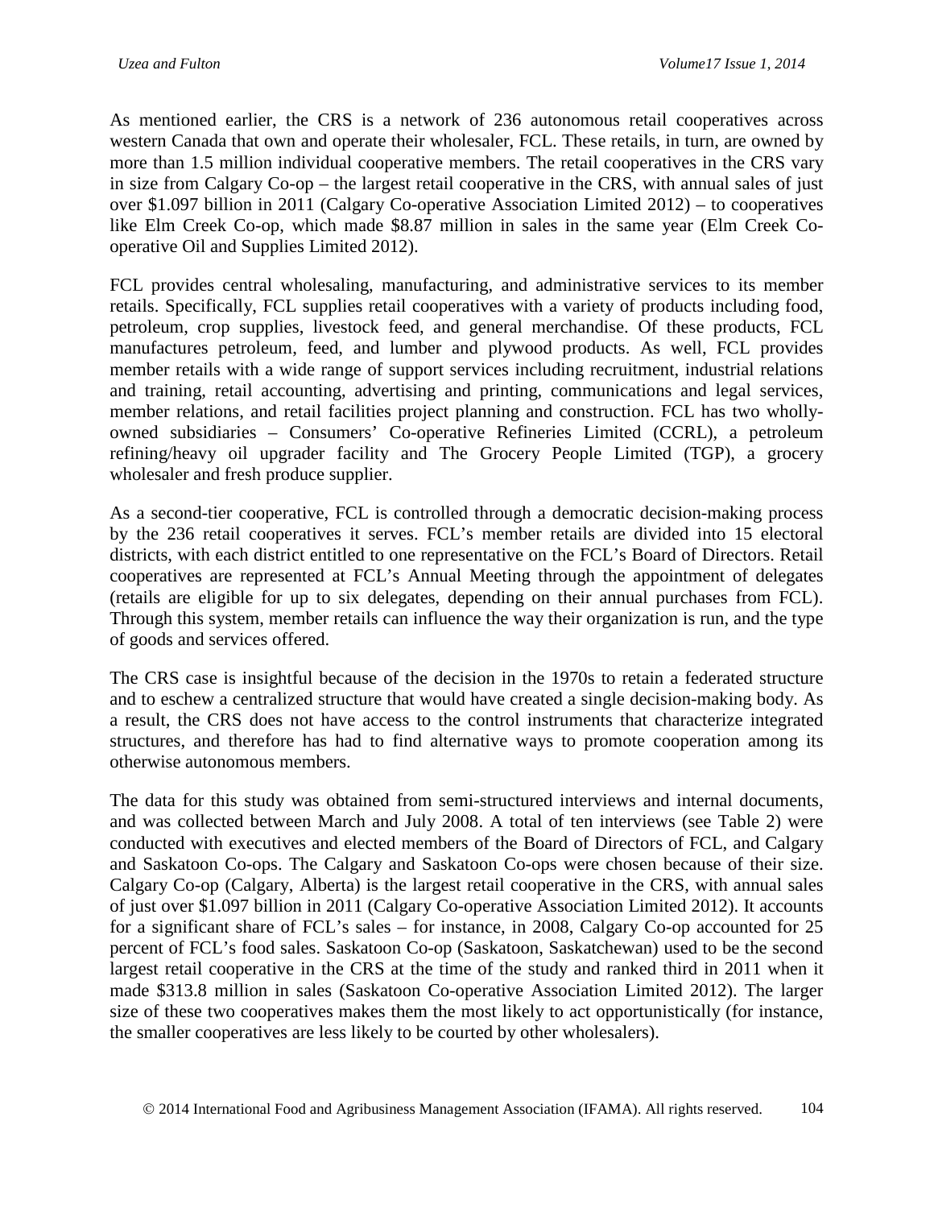As mentioned earlier, the CRS is a network of 236 autonomous retail cooperatives across western Canada that own and operate their wholesaler, FCL. These retails, in turn, are owned by more than 1.5 million individual cooperative members. The retail cooperatives in the CRS vary in size from Calgary Co-op – the largest retail cooperative in the CRS, with annual sales of just over $1.097 billion in 2011 (Calgary Co-operative Association Limited 2012) – to cooperatives like Elm Creek Co-op, which made $8.87 million in sales in the same year (Elm Creek Co-operative Oil and Supplies Limited 2012).

FCL provides central wholesaling, manufacturing, and administrative services to its member retails. Specifically, FCL supplies retail cooperatives with a variety of products including food, petroleum, crop supplies, livestock feed, and general merchandise. Of these products, FCL manufactures petroleum, feed, and lumber and plywood products. As well, FCL provides member retails with a wide range of support services including recruitment, industrial relations and training, retail accounting, advertising and printing, communications and legal services, member relations, and retail facilities project planning and construction. FCL has two wholly-owned subsidiaries – Consumers' Co-operative Refineries Limited (CCRL), a petroleum refining/heavy oil upgrader facility and The Grocery People Limited (TGP), a grocery wholesaler and fresh produce supplier.

As a second-tier cooperative, FCL is controlled through a democratic decision-making process by the 236 retail cooperatives it serves. FCL's member retails are divided into 15 electoral districts, with each district entitled to one representative on the FCL's Board of Directors. Retail cooperatives are represented at FCL's Annual Meeting through the appointment of delegates (retails are eligible for up to six delegates, depending on their annual purchases from FCL). Through this system, member retails can influence the way their organization is run, and the type of goods and services offered.

The CRS case is insightful because of the decision in the 1970s to retain a federated structure and to eschew a centralized structure that would have created a single decision-making body. As a result, the CRS does not have access to the control instruments that characterize integrated structures, and therefore has had to find alternative ways to promote cooperation among its otherwise autonomous members.

The data for this study was obtained from semi-structured interviews and internal documents, and was collected between March and July 2008. A total of ten interviews (see Table 2) were conducted with executives and elected members of the Board of Directors of FCL, and Calgary and Saskatoon Co-ops. The Calgary and Saskatoon Co-ops were chosen because of their size. Calgary Co-op (Calgary, Alberta) is the largest retail cooperative in the CRS, with annual sales of just over $1.097 billion in 2011 (Calgary Co-operative Association Limited 2012). It accounts for a significant share of FCL's sales – for instance, in 2008, Calgary Co-op accounted for 25 percent of FCL's food sales. Saskatoon Co-op (Saskatoon, Saskatchewan) used to be the second largest retail cooperative in the CRS at the time of the study and ranked third in 2011 when it made $313.8 million in sales (Saskatoon Co-operative Association Limited 2012). The larger size of these two cooperatives makes them the most likely to act opportunistically (for instance, the smaller cooperatives are less likely to be courted by other wholesalers).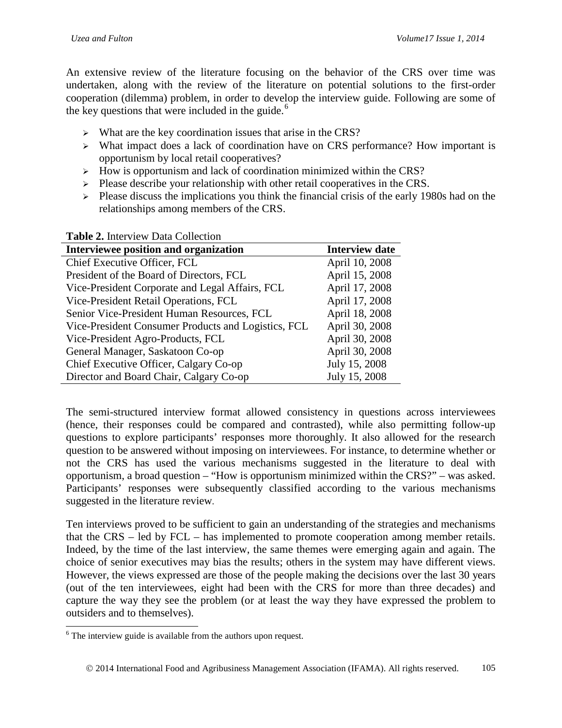An extensive review of the literature focusing on the behavior of the CRS over time was undertaken, along with the review of the literature on potential solutions to the first-order cooperation (dilemma) problem, in order to develop the interview guide. Following are some of the key questions that were included in the guide.[6]

- What are the key coordination issues that arise in the CRS?
- What impact does a lack of coordination have on CRS performance? How important is opportunism by local retail cooperatives?
- How is opportunism and lack of coordination minimized within the CRS?
- Please describe your relationship with other retail cooperatives in the CRS.
- Please discuss the implications you think the financial crisis of the early 1980s had on the relationships among members of the CRS.

**Table 2.** Interview Data Collection

| Interviewee position and organization | Interview date |
|---|---|
| Chief Executive Officer, FCL | April 10, 2008 |
| President of the Board of Directors, FCL | April 15, 2008 |
| Vice-President Corporate and Legal Affairs, FCL | April 17, 2008 |
| Vice-President Retail Operations, FCL | April 17, 2008 |
| Senior Vice-President Human Resources, FCL | April 18, 2008 |
| Vice-President Consumer Products and Logistics, FCL | April 30, 2008 |
| Vice-President Agro-Products, FCL | April 30, 2008 |
| General Manager, Saskatoon Co-op | April 30, 2008 |
| Chief Executive Officer, Calgary Co-op | July 15, 2008 |
| Director and Board Chair, Calgary Co-op | July 15, 2008 |

The semi-structured interview format allowed consistency in questions across interviewees (hence, their responses could be compared and contrasted), while also permitting follow-up questions to explore participants' responses more thoroughly. It also allowed for the research question to be answered without imposing on interviewees. For instance, to determine whether or not the CRS has used the various mechanisms suggested in the literature to deal with opportunism, a broad question – "How is opportunism minimized within the CRS?" – was asked. Participants' responses were subsequently classified according to the various mechanisms suggested in the literature review.

Ten interviews proved to be sufficient to gain an understanding of the strategies and mechanisms that the CRS – led by FCL – has implemented to promote cooperation among member retails. Indeed, by the time of the last interview, the same themes were emerging again and again. The choice of senior executives may bias the results; others in the system may have different views. However, the views expressed are those of the people making the decisions over the last 30 years (out of the ten interviewees, eight had been with the CRS for more than three decades) and capture the way they see the problem (or at least the way they have expressed the problem to outsiders and to themselves).

[6] The interview guide is available from the authors upon request.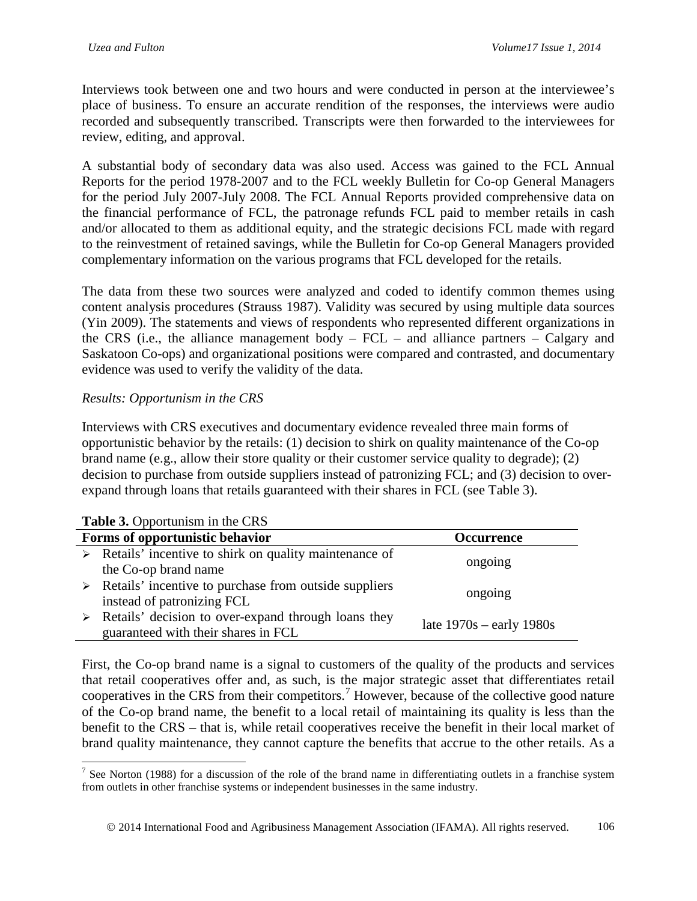Interviews took between one and two hours and were conducted in person at the interviewee's place of business. To ensure an accurate rendition of the responses, the interviews were audio recorded and subsequently transcribed. Transcripts were then forwarded to the interviewees for review, editing, and approval.

A substantial body of secondary data was also used. Access was gained to the FCL Annual Reports for the period 1978-2007 and to the FCL weekly Bulletin for Co-op General Managers for the period July 2007-July 2008. The FCL Annual Reports provided comprehensive data on the financial performance of FCL, the patronage refunds FCL paid to member retails in cash and/or allocated to them as additional equity, and the strategic decisions FCL made with regard to the reinvestment of retained savings, while the Bulletin for Co-op General Managers provided complementary information on the various programs that FCL developed for the retails.

The data from these two sources were analyzed and coded to identify common themes using content analysis procedures (Strauss 1987). Validity was secured by using multiple data sources (Yin 2009). The statements and views of respondents who represented different organizations in the CRS (i.e., the alliance management body – FCL – and alliance partners – Calgary and Saskatoon Co-ops) and organizational positions were compared and contrasted, and documentary evidence was used to verify the validity of the data.

*Results: Opportunism in the CRS*

Interviews with CRS executives and documentary evidence revealed three main forms of opportunistic behavior by the retails: (1) decision to shirk on quality maintenance of the Co-op brand name (e.g., allow their store quality or their customer service quality to degrade); (2) decision to purchase from outside suppliers instead of patronizing FCL; and (3) decision to over-expand through loans that retails guaranteed with their shares in FCL (see Table 3).

**Table 3.** Opportunism in the CRS

| Forms of opportunistic behavior | Occurrence |
|---|---|
| ➢ Retails' incentive to shirk on quality maintenance of the Co-op brand name | ongoing |
| ➢ Retails' incentive to purchase from outside suppliers instead of patronizing FCL | ongoing |
| ➢ Retails' decision to over-expand through loans they guaranteed with their shares in FCL | late 1970s – early 1980s |

First, the Co-op brand name is a signal to customers of the quality of the products and services that retail cooperatives offer and, as such, is the major strategic asset that differentiates retail cooperatives in the CRS from their competitors.[7] However, because of the collective good nature of the Co-op brand name, the benefit to a local retail of maintaining its quality is less than the benefit to the CRS – that is, while retail cooperatives receive the benefit in their local market of brand quality maintenance, they cannot capture the benefits that accrue to the other retails. As a

[7] See Norton (1988) for a discussion of the role of the brand name in differentiating outlets in a franchise system from outlets in other franchise systems or independent businesses in the same industry.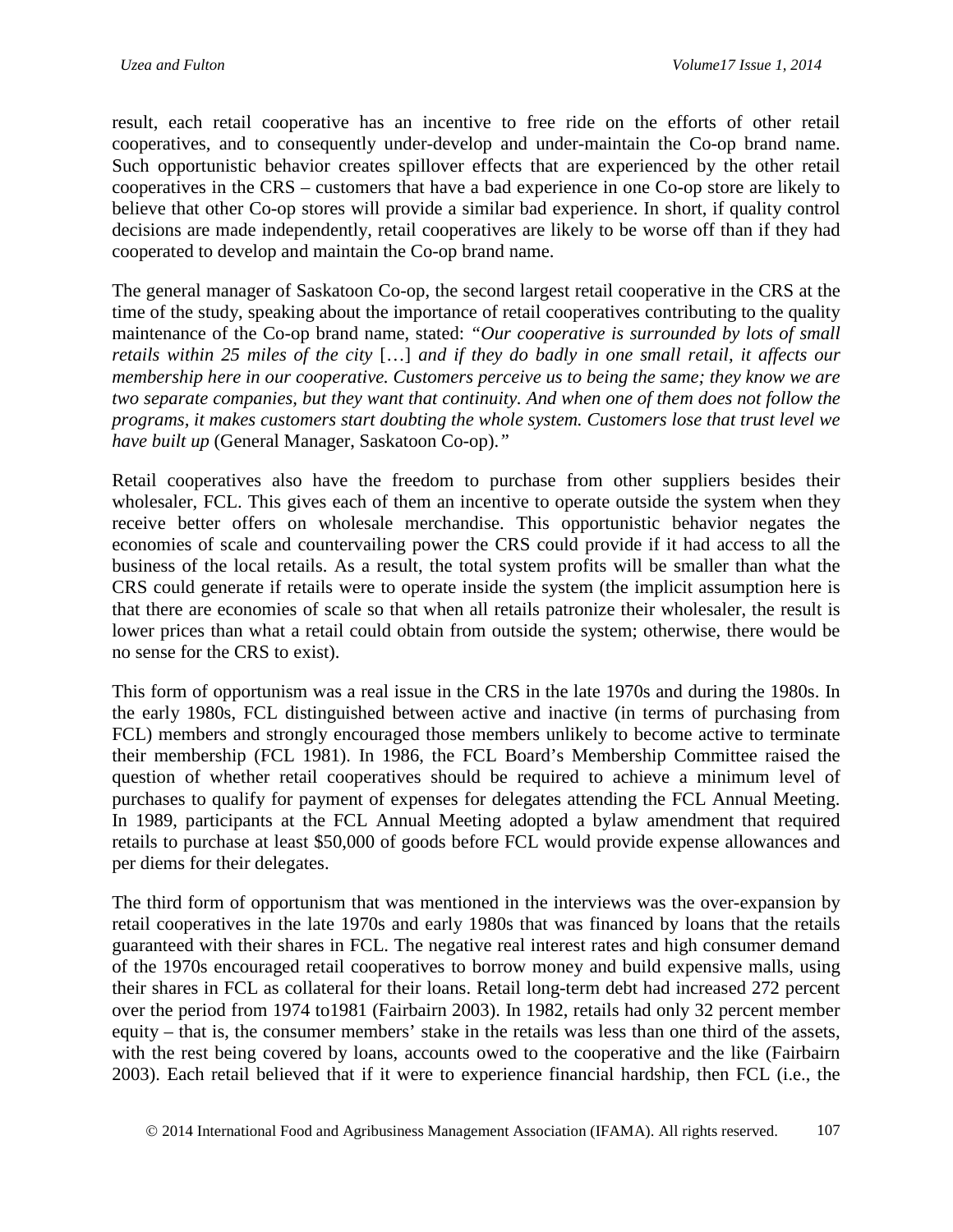result, each retail cooperative has an incentive to free ride on the efforts of other retail cooperatives, and to consequently under-develop and under-maintain the Co-op brand name. Such opportunistic behavior creates spillover effects that are experienced by the other retail cooperatives in the CRS – customers that have a bad experience in one Co-op store are likely to believe that other Co-op stores will provide a similar bad experience. In short, if quality control decisions are made independently, retail cooperatives are likely to be worse off than if they had cooperated to develop and maintain the Co-op brand name.

The general manager of Saskatoon Co-op, the second largest retail cooperative in the CRS at the time of the study, speaking about the importance of retail cooperatives contributing to the quality maintenance of the Co-op brand name, stated: *"Our cooperative is surrounded by lots of small retails within 25 miles of the city* […] *and if they do badly in one small retail, it affects our membership here in our cooperative. Customers perceive us to being the same; they know we are two separate companies, but they want that continuity. And when one of them does not follow the programs, it makes customers start doubting the whole system. Customers lose that trust level we have built up* (General Manager, Saskatoon Co-op)*."*

Retail cooperatives also have the freedom to purchase from other suppliers besides their wholesaler, FCL. This gives each of them an incentive to operate outside the system when they receive better offers on wholesale merchandise. This opportunistic behavior negates the economies of scale and countervailing power the CRS could provide if it had access to all the business of the local retails. As a result, the total system profits will be smaller than what the CRS could generate if retails were to operate inside the system (the implicit assumption here is that there are economies of scale so that when all retails patronize their wholesaler, the result is lower prices than what a retail could obtain from outside the system; otherwise, there would be no sense for the CRS to exist).

This form of opportunism was a real issue in the CRS in the late 1970s and during the 1980s. In the early 1980s, FCL distinguished between active and inactive (in terms of purchasing from FCL) members and strongly encouraged those members unlikely to become active to terminate their membership (FCL 1981). In 1986, the FCL Board's Membership Committee raised the question of whether retail cooperatives should be required to achieve a minimum level of purchases to qualify for payment of expenses for delegates attending the FCL Annual Meeting. In 1989, participants at the FCL Annual Meeting adopted a bylaw amendment that required retails to purchase at least $50,000 of goods before FCL would provide expense allowances and per diems for their delegates.

The third form of opportunism that was mentioned in the interviews was the over-expansion by retail cooperatives in the late 1970s and early 1980s that was financed by loans that the retails guaranteed with their shares in FCL. The negative real interest rates and high consumer demand of the 1970s encouraged retail cooperatives to borrow money and build expensive malls, using their shares in FCL as collateral for their loans. Retail long-term debt had increased 272 percent over the period from 1974 to1981 (Fairbairn 2003). In 1982, retails had only 32 percent member equity – that is, the consumer members' stake in the retails was less than one third of the assets, with the rest being covered by loans, accounts owed to the cooperative and the like (Fairbairn 2003). Each retail believed that if it were to experience financial hardship, then FCL (i.e., the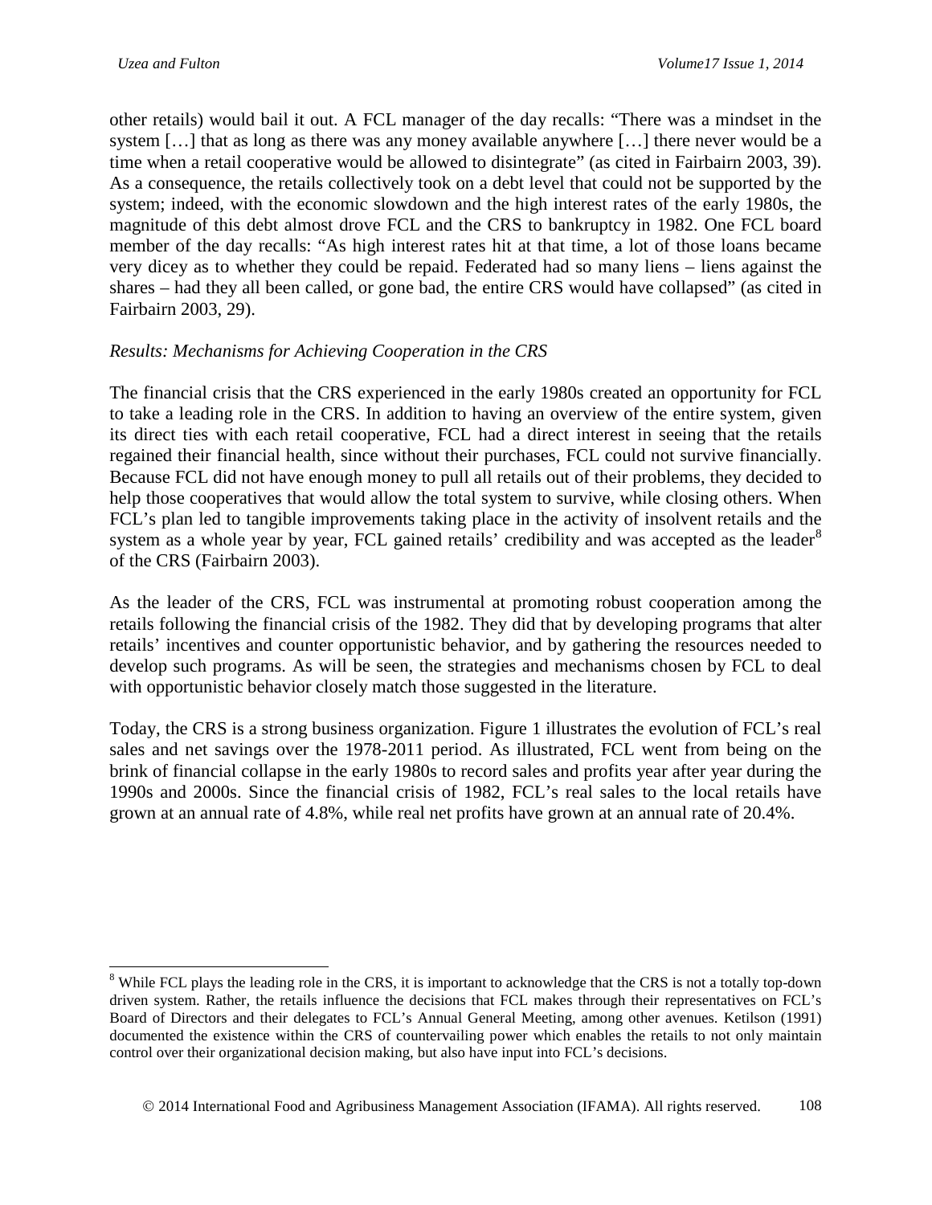other retails) would bail it out. A FCL manager of the day recalls: “There was a mindset in the system […] that as long as there was any money available anywhere […] there never would be a time when a retail cooperative would be allowed to disintegrate” (as cited in Fairbairn 2003, 39). As a consequence, the retails collectively took on a debt level that could not be supported by the system; indeed, with the economic slowdown and the high interest rates of the early 1980s, the magnitude of this debt almost drove FCL and the CRS to bankruptcy in 1982. One FCL board member of the day recalls: “As high interest rates hit at that time, a lot of those loans became very dicey as to whether they could be repaid. Federated had so many liens – liens against the shares – had they all been called, or gone bad, the entire CRS would have collapsed” (as cited in Fairbairn 2003, 29).

*Results: Mechanisms for Achieving Cooperation in the CRS*

The financial crisis that the CRS experienced in the early 1980s created an opportunity for FCL to take a leading role in the CRS. In addition to having an overview of the entire system, given its direct ties with each retail cooperative, FCL had a direct interest in seeing that the retails regained their financial health, since without their purchases, FCL could not survive financially. Because FCL did not have enough money to pull all retails out of their problems, they decided to help those cooperatives that would allow the total system to survive, while closing others. When FCL's plan led to tangible improvements taking place in the activity of insolvent retails and the system as a whole year by year, FCL gained retails' credibility and was accepted as the leader[8] of the CRS (Fairbairn 2003).

As the leader of the CRS, FCL was instrumental at promoting robust cooperation among the retails following the financial crisis of the 1982. They did that by developing programs that alter retails' incentives and counter opportunistic behavior, and by gathering the resources needed to develop such programs. As will be seen, the strategies and mechanisms chosen by FCL to deal with opportunistic behavior closely match those suggested in the literature.

Today, the CRS is a strong business organization. Figure 1 illustrates the evolution of FCL's real sales and net savings over the 1978-2011 period. As illustrated, FCL went from being on the brink of financial collapse in the early 1980s to record sales and profits year after year during the 1990s and 2000s. Since the financial crisis of 1982, FCL's real sales to the local retails have grown at an annual rate of 4.8%, while real net profits have grown at an annual rate of 20.4%.

[8] While FCL plays the leading role in the CRS, it is important to acknowledge that the CRS is not a totally top-down driven system. Rather, the retails influence the decisions that FCL makes through their representatives on FCL's Board of Directors and their delegates to FCL's Annual General Meeting, among other avenues. Ketilson (1991) documented the existence within the CRS of countervailing power which enables the retails to not only maintain control over their organizational decision making, but also have input into FCL's decisions.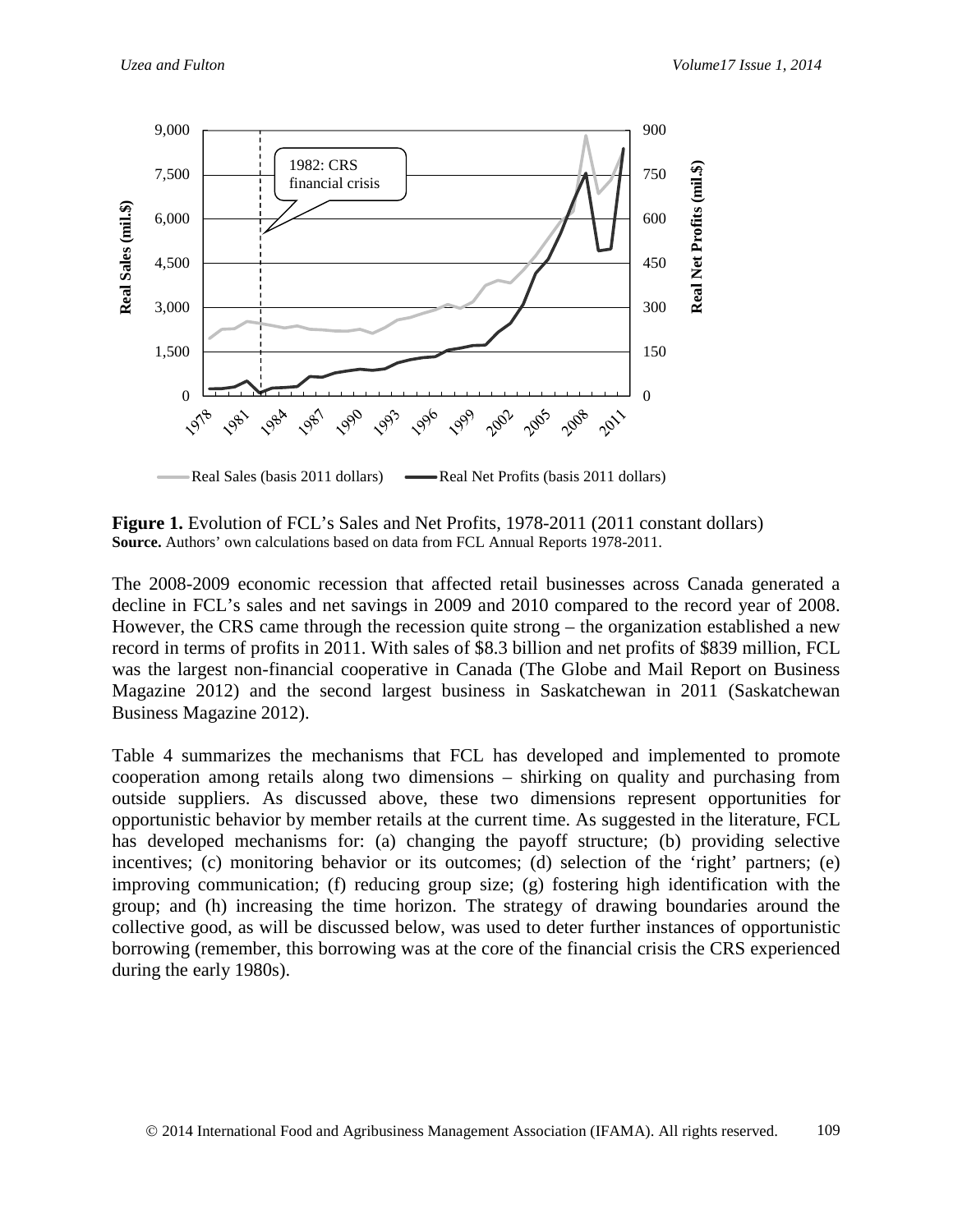**Figure 1.** Evolution of FCL's Sales and Net Profits, 1978-2011 (2011 constant dollars)
**Source.** Authors' own calculations based on data from FCL Annual Reports 1978-2011.

The 2008-2009 economic recession that affected retail businesses across Canada generated a decline in FCL's sales and net savings in 2009 and 2010 compared to the record year of 2008. However, the CRS came through the recession quite strong – the organization established a new record in terms of profits in 2011. With sales of $8.3 billion and net profits of $839 million, FCL was the largest non-financial cooperative in Canada (The Globe and Mail Report on Business Magazine 2012) and the second largest business in Saskatchewan in 2011 (Saskatchewan Business Magazine 2012).

Table 4 summarizes the mechanisms that FCL has developed and implemented to promote cooperation among retails along two dimensions – shirking on quality and purchasing from outside suppliers. As discussed above, these two dimensions represent opportunities for opportunistic behavior by member retails at the current time. As suggested in the literature, FCL has developed mechanisms for: (a) changing the payoff structure; (b) providing selective incentives; (c) monitoring behavior or its outcomes; (d) selection of the 'right' partners; (e) improving communication; (f) reducing group size; (g) fostering high identification with the group; and (h) increasing the time horizon. The strategy of drawing boundaries around the collective good, as will be discussed below, was used to deter further instances of opportunistic borrowing (remember, this borrowing was at the core of the financial crisis the CRS experienced during the early 1980s).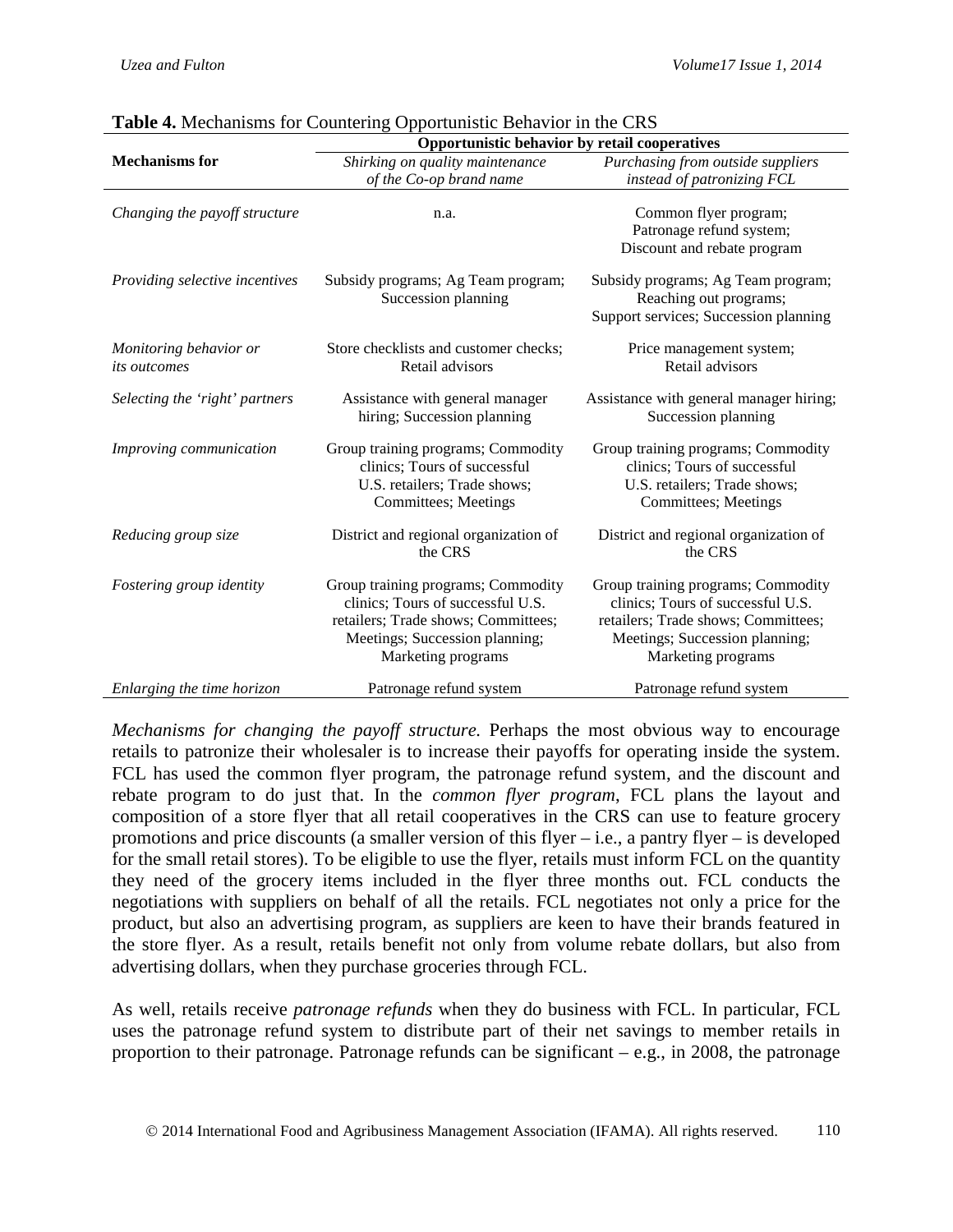**Table 4.** Mechanisms for Countering Opportunistic Behavior in the CRS

| Mechanisms for | Opportunistic behavior by retail cooperatives | |
|---|---|---|
| | *Shirking on quality maintenance of the Co-op brand name* | *Purchasing from outside suppliers instead of patronizing FCL* |
| *Changing the payoff structure* | n.a. | Common flyer program; Patronage refund system; Discount and rebate program |
| *Providing selective incentives* | Subsidy programs; Ag Team program; Succession planning | Subsidy programs; Ag Team program; Reaching out programs; Support services; Succession planning |
| *Monitoring behavior or its outcomes* | Store checklists and customer checks; Retail advisors | Price management system; Retail advisors |
| *Selecting the 'right' partners* | Assistance with general manager hiring; Succession planning | Assistance with general manager hiring; Succession planning |
| *Improving communication* | Group training programs; Commodity clinics; Tours of successful U.S. retailers; Trade shows; Committees; Meetings | Group training programs; Commodity clinics; Tours of successful U.S. retailers; Trade shows; Committees; Meetings |
| *Reducing group size* | District and regional organization of the CRS | District and regional organization of the CRS |
| *Fostering group identity* | Group training programs; Commodity clinics; Tours of successful U.S. retailers; Trade shows; Committees; Meetings; Succession planning; Marketing programs | Group training programs; Commodity clinics; Tours of successful U.S. retailers; Trade shows; Committees; Meetings; Succession planning; Marketing programs |
| *Enlarging the time horizon* | Patronage refund system | Patronage refund system |

*Mechanisms for changing the payoff structure.* Perhaps the most obvious way to encourage retails to patronize their wholesaler is to increase their payoffs for operating inside the system. FCL has used the common flyer program, the patronage refund system, and the discount and rebate program to do just that. In the *common flyer program*, FCL plans the layout and composition of a store flyer that all retail cooperatives in the CRS can use to feature grocery promotions and price discounts (a smaller version of this flyer – i.e., a pantry flyer – is developed for the small retail stores). To be eligible to use the flyer, retails must inform FCL on the quantity they need of the grocery items included in the flyer three months out. FCL conducts the negotiations with suppliers on behalf of all the retails. FCL negotiates not only a price for the product, but also an advertising program, as suppliers are keen to have their brands featured in the store flyer. As a result, retails benefit not only from volume rebate dollars, but also from advertising dollars, when they purchase groceries through FCL.

As well, retails receive *patronage refunds* when they do business with FCL. In particular, FCL uses the patronage refund system to distribute part of their net savings to member retails in proportion to their patronage. Patronage refunds can be significant – e.g., in 2008, the patronage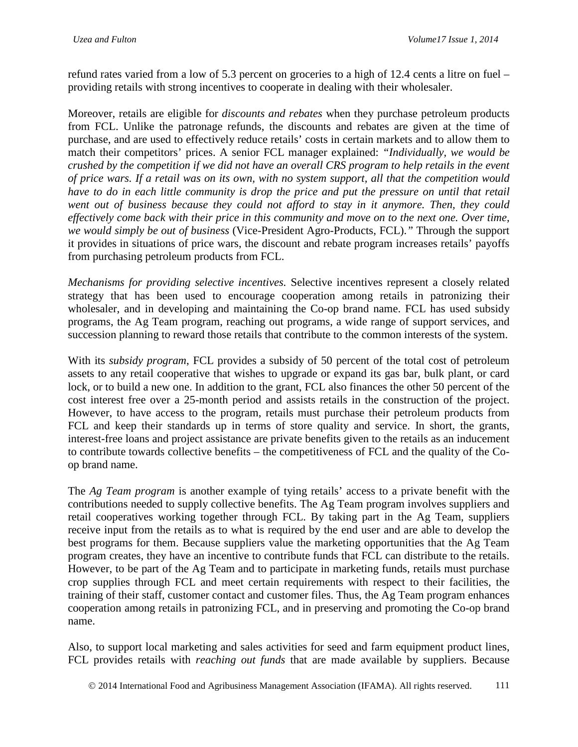refund rates varied from a low of 5.3 percent on groceries to a high of 12.4 cents a litre on fuel – providing retails with strong incentives to cooperate in dealing with their wholesaler.

Moreover, retails are eligible for *discounts and rebates* when they purchase petroleum products from FCL. Unlike the patronage refunds, the discounts and rebates are given at the time of purchase, and are used to effectively reduce retails' costs in certain markets and to allow them to match their competitors' prices. A senior FCL manager explained: *"Individually, we would be crushed by the competition if we did not have an overall CRS program to help retails in the event of price wars. If a retail was on its own, with no system support, all that the competition would have to do in each little community is drop the price and put the pressure on until that retail went out of business because they could not afford to stay in it anymore. Then, they could effectively come back with their price in this community and move on to the next one. Over time, we would simply be out of business* (Vice-President Agro-Products, FCL)*."* Through the support it provides in situations of price wars, the discount and rebate program increases retails' payoffs from purchasing petroleum products from FCL.

*Mechanisms for providing selective incentives.* Selective incentives represent a closely related strategy that has been used to encourage cooperation among retails in patronizing their wholesaler, and in developing and maintaining the Co-op brand name. FCL has used subsidy programs, the Ag Team program, reaching out programs, a wide range of support services, and succession planning to reward those retails that contribute to the common interests of the system.

With its *subsidy program*, FCL provides a subsidy of 50 percent of the total cost of petroleum assets to any retail cooperative that wishes to upgrade or expand its gas bar, bulk plant, or card lock, or to build a new one. In addition to the grant, FCL also finances the other 50 percent of the cost interest free over a 25-month period and assists retails in the construction of the project. However, to have access to the program, retails must purchase their petroleum products from FCL and keep their standards up in terms of store quality and service. In short, the grants, interest-free loans and project assistance are private benefits given to the retails as an inducement to contribute towards collective benefits – the competitiveness of FCL and the quality of the Co-op brand name.

The *Ag Team program* is another example of tying retails' access to a private benefit with the contributions needed to supply collective benefits. The Ag Team program involves suppliers and retail cooperatives working together through FCL. By taking part in the Ag Team, suppliers receive input from the retails as to what is required by the end user and are able to develop the best programs for them. Because suppliers value the marketing opportunities that the Ag Team program creates, they have an incentive to contribute funds that FCL can distribute to the retails. However, to be part of the Ag Team and to participate in marketing funds, retails must purchase crop supplies through FCL and meet certain requirements with respect to their facilities, the training of their staff, customer contact and customer files. Thus, the Ag Team program enhances cooperation among retails in patronizing FCL, and in preserving and promoting the Co-op brand name.

Also, to support local marketing and sales activities for seed and farm equipment product lines, FCL provides retails with *reaching out funds* that are made available by suppliers. Because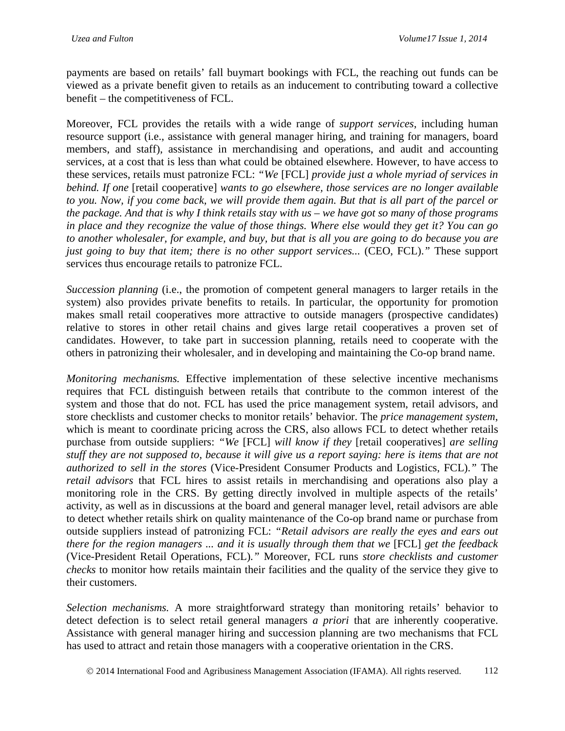payments are based on retails' fall buymart bookings with FCL, the reaching out funds can be viewed as a private benefit given to retails as an inducement to contributing toward a collective benefit – the competitiveness of FCL.

Moreover, FCL provides the retails with a wide range of *support services*, including human resource support (i.e., assistance with general manager hiring, and training for managers, board members, and staff), assistance in merchandising and operations, and audit and accounting services, at a cost that is less than what could be obtained elsewhere. However, to have access to these services, retails must patronize FCL: *"We* [FCL] *provide just a whole myriad of services in behind. If one* [retail cooperative] *wants to go elsewhere, those services are no longer available to you. Now, if you come back, we will provide them again. But that is all part of the parcel or the package. And that is why I think retails stay with us – we have got so many of those programs in place and they recognize the value of those things. Where else would they get it? You can go to another wholesaler, for example, and buy, but that is all you are going to do because you are just going to buy that item; there is no other support services...* (CEO, FCL)*."* These support services thus encourage retails to patronize FCL.

*Succession planning* (i.e., the promotion of competent general managers to larger retails in the system) also provides private benefits to retails. In particular, the opportunity for promotion makes small retail cooperatives more attractive to outside managers (prospective candidates) relative to stores in other retail chains and gives large retail cooperatives a proven set of candidates. However, to take part in succession planning, retails need to cooperate with the others in patronizing their wholesaler, and in developing and maintaining the Co-op brand name.

*Monitoring mechanisms.* Effective implementation of these selective incentive mechanisms requires that FCL distinguish between retails that contribute to the common interest of the system and those that do not. FCL has used the price management system, retail advisors, and store checklists and customer checks to monitor retails' behavior. The *price management system*, which is meant to coordinate pricing across the CRS, also allows FCL to detect whether retails purchase from outside suppliers: *"We* [FCL] *will know if they* [retail cooperatives] *are selling stuff they are not supposed to, because it will give us a report saying: here is items that are not authorized to sell in the stores* (Vice-President Consumer Products and Logistics, FCL)*."* The *retail advisors* that FCL hires to assist retails in merchandising and operations also play a monitoring role in the CRS. By getting directly involved in multiple aspects of the retails' activity, as well as in discussions at the board and general manager level, retail advisors are able to detect whether retails shirk on quality maintenance of the Co-op brand name or purchase from outside suppliers instead of patronizing FCL: *"Retail advisors are really the eyes and ears out there for the region managers ... and it is usually through them that we* [FCL] *get the feedback* (Vice-President Retail Operations, FCL)*."* Moreover, FCL runs *store checklists and customer checks* to monitor how retails maintain their facilities and the quality of the service they give to their customers.

*Selection mechanisms.* A more straightforward strategy than monitoring retails' behavior to detect defection is to select retail general managers *a priori* that are inherently cooperative. Assistance with general manager hiring and succession planning are two mechanisms that FCL has used to attract and retain those managers with a cooperative orientation in the CRS.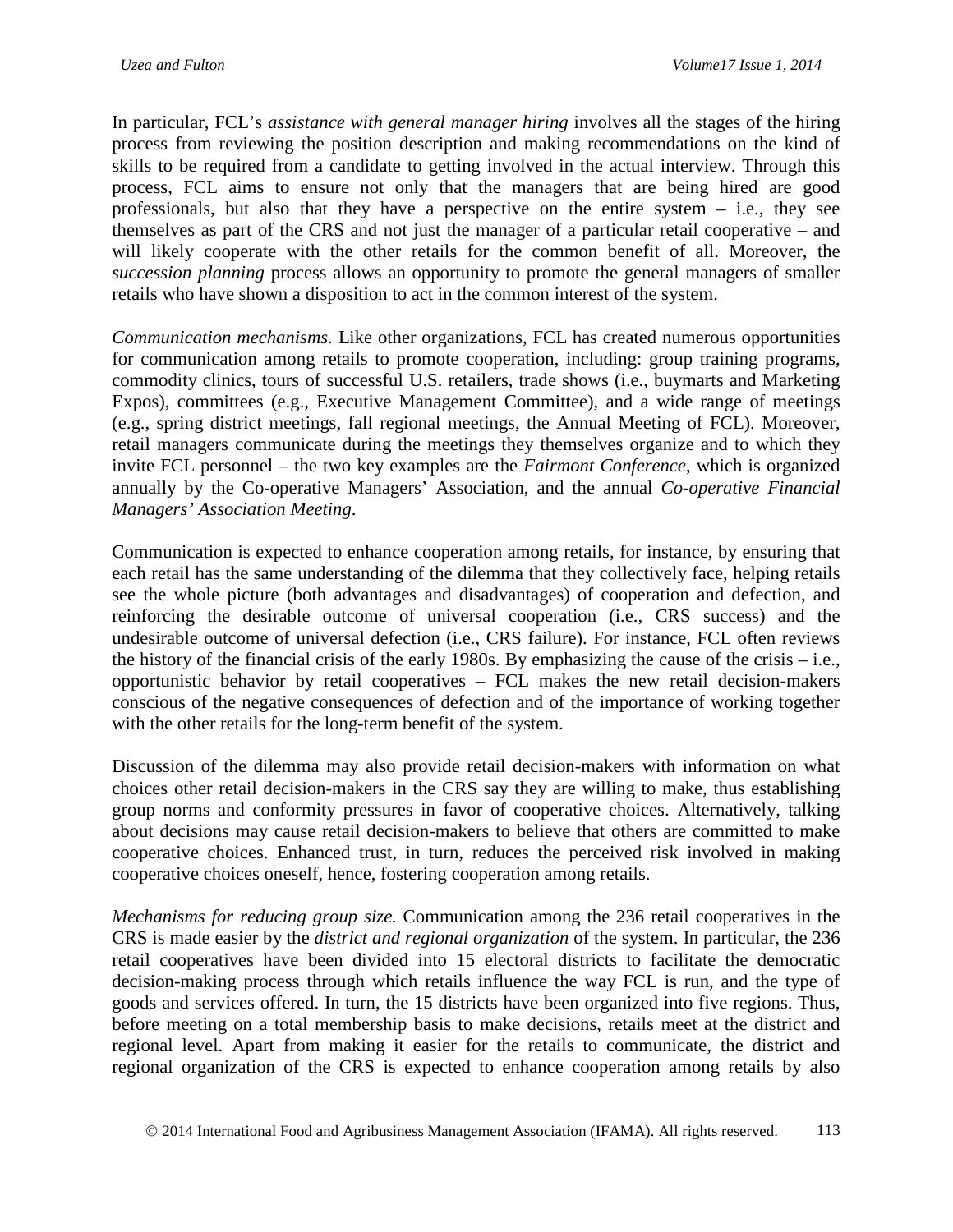In particular, FCL's *assistance with general manager hiring* involves all the stages of the hiring process from reviewing the position description and making recommendations on the kind of skills to be required from a candidate to getting involved in the actual interview. Through this process, FCL aims to ensure not only that the managers that are being hired are good professionals, but also that they have a perspective on the entire system – i.e., they see themselves as part of the CRS and not just the manager of a particular retail cooperative – and will likely cooperate with the other retails for the common benefit of all. Moreover, the *succession planning* process allows an opportunity to promote the general managers of smaller retails who have shown a disposition to act in the common interest of the system.

*Communication mechanisms.* Like other organizations, FCL has created numerous opportunities for communication among retails to promote cooperation, including: group training programs, commodity clinics, tours of successful U.S. retailers, trade shows (i.e., buymarts and Marketing Expos), committees (e.g., Executive Management Committee), and a wide range of meetings (e.g., spring district meetings, fall regional meetings, the Annual Meeting of FCL). Moreover, retail managers communicate during the meetings they themselves organize and to which they invite FCL personnel – the two key examples are the *Fairmont Conference*, which is organized annually by the Co-operative Managers' Association, and the annual *Co-operative Financial Managers' Association Meeting*.

Communication is expected to enhance cooperation among retails, for instance, by ensuring that each retail has the same understanding of the dilemma that they collectively face, helping retails see the whole picture (both advantages and disadvantages) of cooperation and defection, and reinforcing the desirable outcome of universal cooperation (i.e., CRS success) and the undesirable outcome of universal defection (i.e., CRS failure). For instance, FCL often reviews the history of the financial crisis of the early 1980s. By emphasizing the cause of the crisis – i.e., opportunistic behavior by retail cooperatives – FCL makes the new retail decision-makers conscious of the negative consequences of defection and of the importance of working together with the other retails for the long-term benefit of the system.

Discussion of the dilemma may also provide retail decision-makers with information on what choices other retail decision-makers in the CRS say they are willing to make, thus establishing group norms and conformity pressures in favor of cooperative choices. Alternatively, talking about decisions may cause retail decision-makers to believe that others are committed to make cooperative choices. Enhanced trust, in turn, reduces the perceived risk involved in making cooperative choices oneself, hence, fostering cooperation among retails.

*Mechanisms for reducing group size.* Communication among the 236 retail cooperatives in the CRS is made easier by the *district and regional organization* of the system. In particular, the 236 retail cooperatives have been divided into 15 electoral districts to facilitate the democratic decision-making process through which retails influence the way FCL is run, and the type of goods and services offered. In turn, the 15 districts have been organized into five regions. Thus, before meeting on a total membership basis to make decisions, retails meet at the district and regional level. Apart from making it easier for the retails to communicate, the district and regional organization of the CRS is expected to enhance cooperation among retails by also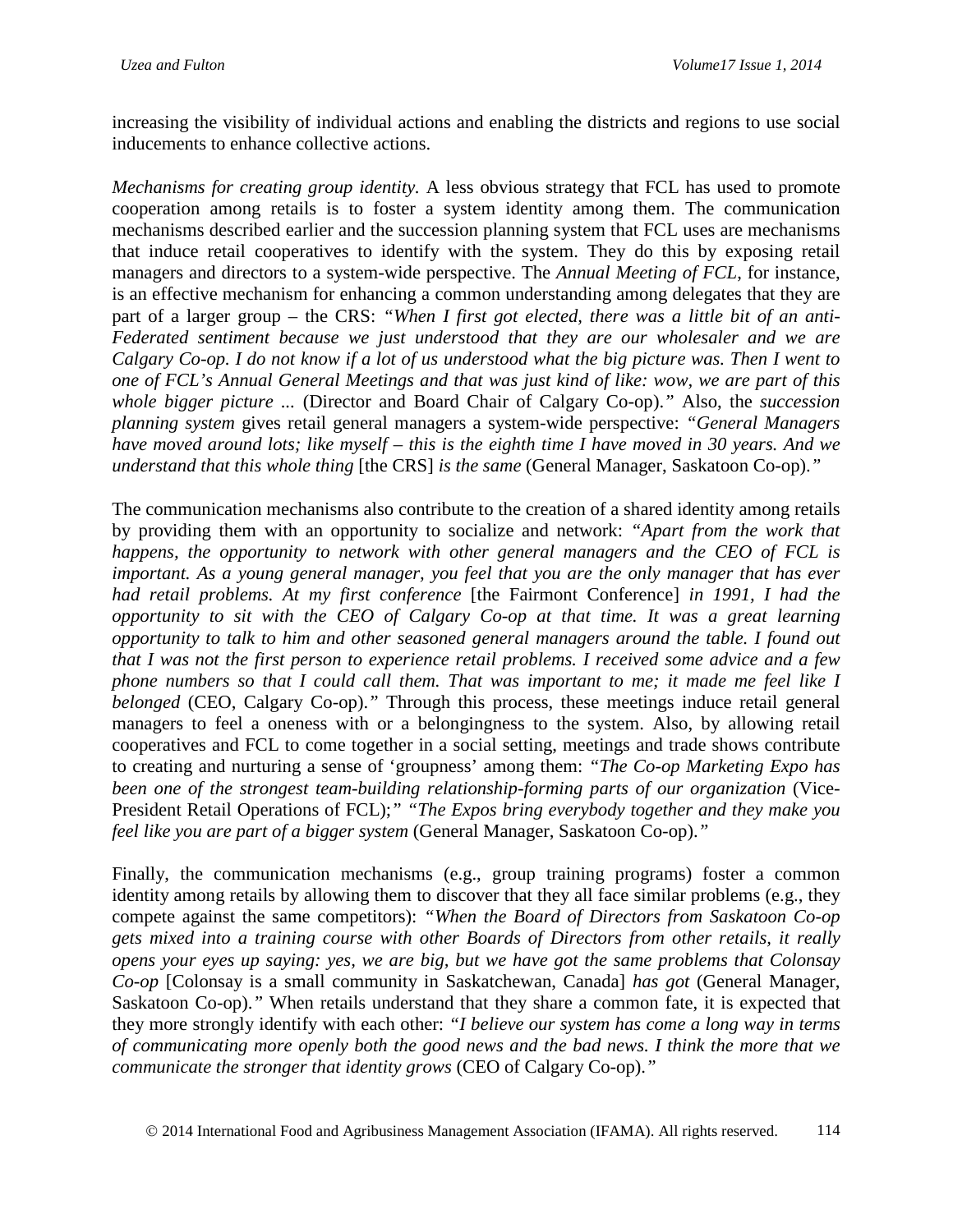increasing the visibility of individual actions and enabling the districts and regions to use social inducements to enhance collective actions.

*Mechanisms for creating group identity.* A less obvious strategy that FCL has used to promote cooperation among retails is to foster a system identity among them. The communication mechanisms described earlier and the succession planning system that FCL uses are mechanisms that induce retail cooperatives to identify with the system. They do this by exposing retail managers and directors to a system-wide perspective. The *Annual Meeting of FCL*, for instance, is an effective mechanism for enhancing a common understanding among delegates that they are part of a larger group – the CRS: *"When I first got elected, there was a little bit of an anti-Federated sentiment because we just understood that they are our wholesaler and we are Calgary Co-op. I do not know if a lot of us understood what the big picture was. Then I went to one of FCL's Annual General Meetings and that was just kind of like: wow, we are part of this whole bigger picture ...* (Director and Board Chair of Calgary Co-op)*."* Also, the *succession planning system* gives retail general managers a system-wide perspective: *"General Managers have moved around lots; like myself – this is the eighth time I have moved in 30 years. And we understand that this whole thing* [the CRS] *is the same* (General Manager, Saskatoon Co-op)*."*

The communication mechanisms also contribute to the creation of a shared identity among retails by providing them with an opportunity to socialize and network: *"Apart from the work that happens, the opportunity to network with other general managers and the CEO of FCL is important. As a young general manager, you feel that you are the only manager that has ever had retail problems. At my first conference* [the Fairmont Conference] *in 1991, I had the opportunity to sit with the CEO of Calgary Co-op at that time. It was a great learning opportunity to talk to him and other seasoned general managers around the table. I found out that I was not the first person to experience retail problems. I received some advice and a few phone numbers so that I could call them. That was important to me; it made me feel like I belonged* (CEO, Calgary Co-op)*."* Through this process, these meetings induce retail general managers to feel a oneness with or a belongingness to the system. Also, by allowing retail cooperatives and FCL to come together in a social setting, meetings and trade shows contribute to creating and nurturing a sense of 'groupness' among them: *"The Co-op Marketing Expo has been one of the strongest team-building relationship-forming parts of our organization* (Vice-President Retail Operations of FCL)*;" "The Expos bring everybody together and they make you feel like you are part of a bigger system* (General Manager, Saskatoon Co-op)*."*

Finally, the communication mechanisms (e.g., group training programs) foster a common identity among retails by allowing them to discover that they all face similar problems (e.g., they compete against the same competitors): *"When the Board of Directors from Saskatoon Co-op gets mixed into a training course with other Boards of Directors from other retails, it really opens your eyes up saying: yes, we are big, but we have got the same problems that Colonsay Co-op* [Colonsay is a small community in Saskatchewan, Canada] *has got* (General Manager, Saskatoon Co-op)*."* When retails understand that they share a common fate, it is expected that they more strongly identify with each other: *"I believe our system has come a long way in terms of communicating more openly both the good news and the bad news. I think the more that we communicate the stronger that identity grows* (CEO of Calgary Co-op)*."*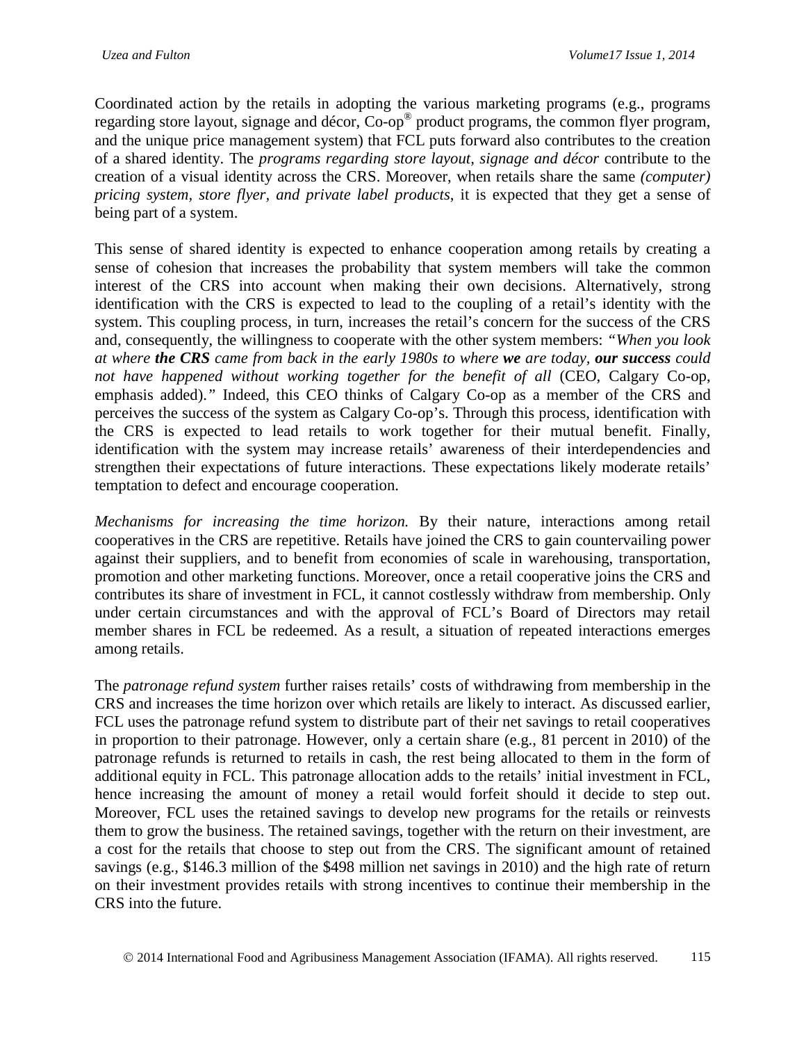Coordinated action by the retails in adopting the various marketing programs (e.g., programs regarding store layout, signage and décor, Co-op® product programs, the common flyer program, and the unique price management system) that FCL puts forward also contributes to the creation of a shared identity. The *programs regarding store layout, signage and décor* contribute to the creation of a visual identity across the CRS. Moreover, when retails share the same *(computer) pricing system, store flyer, and private label products*, it is expected that they get a sense of being part of a system.

This sense of shared identity is expected to enhance cooperation among retails by creating a sense of cohesion that increases the probability that system members will take the common interest of the CRS into account when making their own decisions. Alternatively, strong identification with the CRS is expected to lead to the coupling of a retail's identity with the system. This coupling process, in turn, increases the retail's concern for the success of the CRS and, consequently, the willingness to cooperate with the other system members: *"When you look at where **the CRS** came from back in the early 1980s to where **we** are today, **our success** could not have happened without working together for the benefit of all* (CEO, Calgary Co-op, emphasis added)*."* Indeed, this CEO thinks of Calgary Co-op as a member of the CRS and perceives the success of the system as Calgary Co-op's. Through this process, identification with the CRS is expected to lead retails to work together for their mutual benefit. Finally, identification with the system may increase retails' awareness of their interdependencies and strengthen their expectations of future interactions. These expectations likely moderate retails' temptation to defect and encourage cooperation.

*Mechanisms for increasing the time horizon.* By their nature, interactions among retail cooperatives in the CRS are repetitive. Retails have joined the CRS to gain countervailing power against their suppliers, and to benefit from economies of scale in warehousing, transportation, promotion and other marketing functions. Moreover, once a retail cooperative joins the CRS and contributes its share of investment in FCL, it cannot costlessly withdraw from membership. Only under certain circumstances and with the approval of FCL's Board of Directors may retail member shares in FCL be redeemed. As a result, a situation of repeated interactions emerges among retails.

The *patronage refund system* further raises retails' costs of withdrawing from membership in the CRS and increases the time horizon over which retails are likely to interact. As discussed earlier, FCL uses the patronage refund system to distribute part of their net savings to retail cooperatives in proportion to their patronage. However, only a certain share (e.g., 81 percent in 2010) of the patronage refunds is returned to retails in cash, the rest being allocated to them in the form of additional equity in FCL. This patronage allocation adds to the retails' initial investment in FCL, hence increasing the amount of money a retail would forfeit should it decide to step out. Moreover, FCL uses the retained savings to develop new programs for the retails or reinvests them to grow the business. The retained savings, together with the return on their investment, are a cost for the retails that choose to step out from the CRS. The significant amount of retained savings (e.g., $146.3 million of the $498 million net savings in 2010) and the high rate of return on their investment provides retails with strong incentives to continue their membership in the CRS into the future.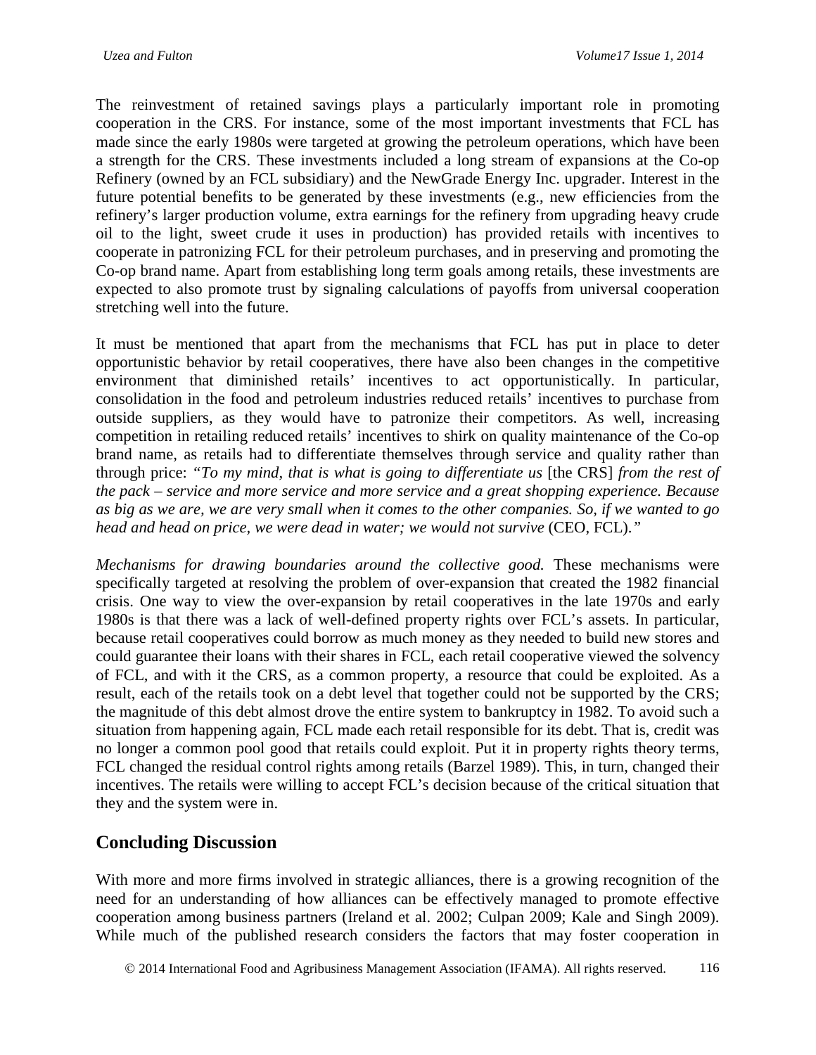The reinvestment of retained savings plays a particularly important role in promoting cooperation in the CRS. For instance, some of the most important investments that FCL has made since the early 1980s were targeted at growing the petroleum operations, which have been a strength for the CRS. These investments included a long stream of expansions at the Co-op Refinery (owned by an FCL subsidiary) and the NewGrade Energy Inc. upgrader. Interest in the future potential benefits to be generated by these investments (e.g., new efficiencies from the refinery's larger production volume, extra earnings for the refinery from upgrading heavy crude oil to the light, sweet crude it uses in production) has provided retails with incentives to cooperate in patronizing FCL for their petroleum purchases, and in preserving and promoting the Co-op brand name. Apart from establishing long term goals among retails, these investments are expected to also promote trust by signaling calculations of payoffs from universal cooperation stretching well into the future.

It must be mentioned that apart from the mechanisms that FCL has put in place to deter opportunistic behavior by retail cooperatives, there have also been changes in the competitive environment that diminished retails' incentives to act opportunistically. In particular, consolidation in the food and petroleum industries reduced retails' incentives to purchase from outside suppliers, as they would have to patronize their competitors. As well, increasing competition in retailing reduced retails' incentives to shirk on quality maintenance of the Co-op brand name, as retails had to differentiate themselves through service and quality rather than through price: *"To my mind, that is what is going to differentiate us* [the CRS] *from the rest of the pack – service and more service and more service and a great shopping experience. Because as big as we are, we are very small when it comes to the other companies. So, if we wanted to go head and head on price, we were dead in water; we would not survive* (CEO, FCL)*."*

*Mechanisms for drawing boundaries around the collective good.* These mechanisms were specifically targeted at resolving the problem of over-expansion that created the 1982 financial crisis. One way to view the over-expansion by retail cooperatives in the late 1970s and early 1980s is that there was a lack of well-defined property rights over FCL's assets. In particular, because retail cooperatives could borrow as much money as they needed to build new stores and could guarantee their loans with their shares in FCL, each retail cooperative viewed the solvency of FCL, and with it the CRS, as a common property, a resource that could be exploited. As a result, each of the retails took on a debt level that together could not be supported by the CRS; the magnitude of this debt almost drove the entire system to bankruptcy in 1982. To avoid such a situation from happening again, FCL made each retail responsible for its debt. That is, credit was no longer a common pool good that retails could exploit. Put it in property rights theory terms, FCL changed the residual control rights among retails (Barzel 1989). This, in turn, changed their incentives. The retails were willing to accept FCL's decision because of the critical situation that they and the system were in.

## Concluding Discussion

With more and more firms involved in strategic alliances, there is a growing recognition of the need for an understanding of how alliances can be effectively managed to promote effective cooperation among business partners (Ireland et al. 2002; Culpan 2009; Kale and Singh 2009). While much of the published research considers the factors that may foster cooperation in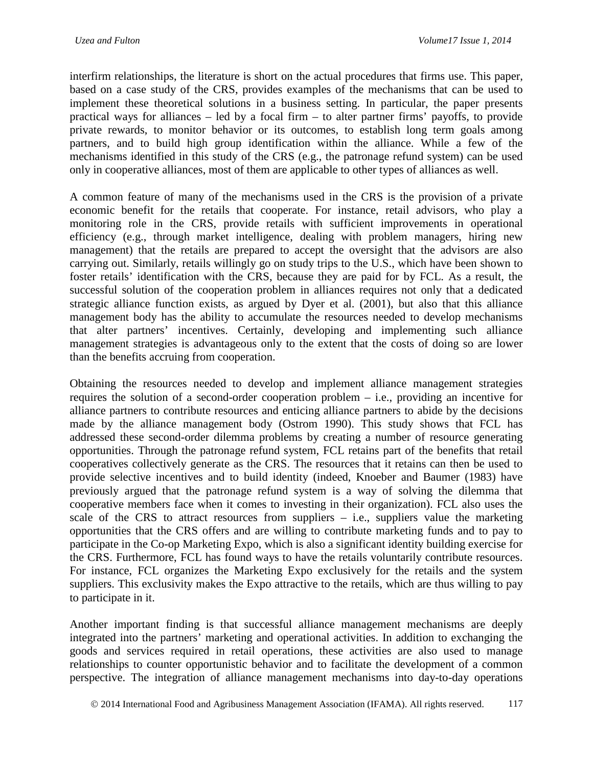interfirm relationships, the literature is short on the actual procedures that firms use. This paper, based on a case study of the CRS, provides examples of the mechanisms that can be used to implement these theoretical solutions in a business setting. In particular, the paper presents practical ways for alliances – led by a focal firm – to alter partner firms' payoffs, to provide private rewards, to monitor behavior or its outcomes, to establish long term goals among partners, and to build high group identification within the alliance. While a few of the mechanisms identified in this study of the CRS (e.g., the patronage refund system) can be used only in cooperative alliances, most of them are applicable to other types of alliances as well.

A common feature of many of the mechanisms used in the CRS is the provision of a private economic benefit for the retails that cooperate. For instance, retail advisors, who play a monitoring role in the CRS, provide retails with sufficient improvements in operational efficiency (e.g., through market intelligence, dealing with problem managers, hiring new management) that the retails are prepared to accept the oversight that the advisors are also carrying out. Similarly, retails willingly go on study trips to the U.S., which have been shown to foster retails' identification with the CRS, because they are paid for by FCL. As a result, the successful solution of the cooperation problem in alliances requires not only that a dedicated strategic alliance function exists, as argued by Dyer et al. (2001), but also that this alliance management body has the ability to accumulate the resources needed to develop mechanisms that alter partners' incentives. Certainly, developing and implementing such alliance management strategies is advantageous only to the extent that the costs of doing so are lower than the benefits accruing from cooperation.

Obtaining the resources needed to develop and implement alliance management strategies requires the solution of a second-order cooperation problem – i.e., providing an incentive for alliance partners to contribute resources and enticing alliance partners to abide by the decisions made by the alliance management body (Ostrom 1990). This study shows that FCL has addressed these second-order dilemma problems by creating a number of resource generating opportunities. Through the patronage refund system, FCL retains part of the benefits that retail cooperatives collectively generate as the CRS. The resources that it retains can then be used to provide selective incentives and to build identity (indeed, Knoeber and Baumer (1983) have previously argued that the patronage refund system is a way of solving the dilemma that cooperative members face when it comes to investing in their organization). FCL also uses the scale of the CRS to attract resources from suppliers – i.e., suppliers value the marketing opportunities that the CRS offers and are willing to contribute marketing funds and to pay to participate in the Co-op Marketing Expo, which is also a significant identity building exercise for the CRS. Furthermore, FCL has found ways to have the retails voluntarily contribute resources. For instance, FCL organizes the Marketing Expo exclusively for the retails and the system suppliers. This exclusivity makes the Expo attractive to the retails, which are thus willing to pay to participate in it.

Another important finding is that successful alliance management mechanisms are deeply integrated into the partners' marketing and operational activities. In addition to exchanging the goods and services required in retail operations, these activities are also used to manage relationships to counter opportunistic behavior and to facilitate the development of a common perspective. The integration of alliance management mechanisms into day-to-day operations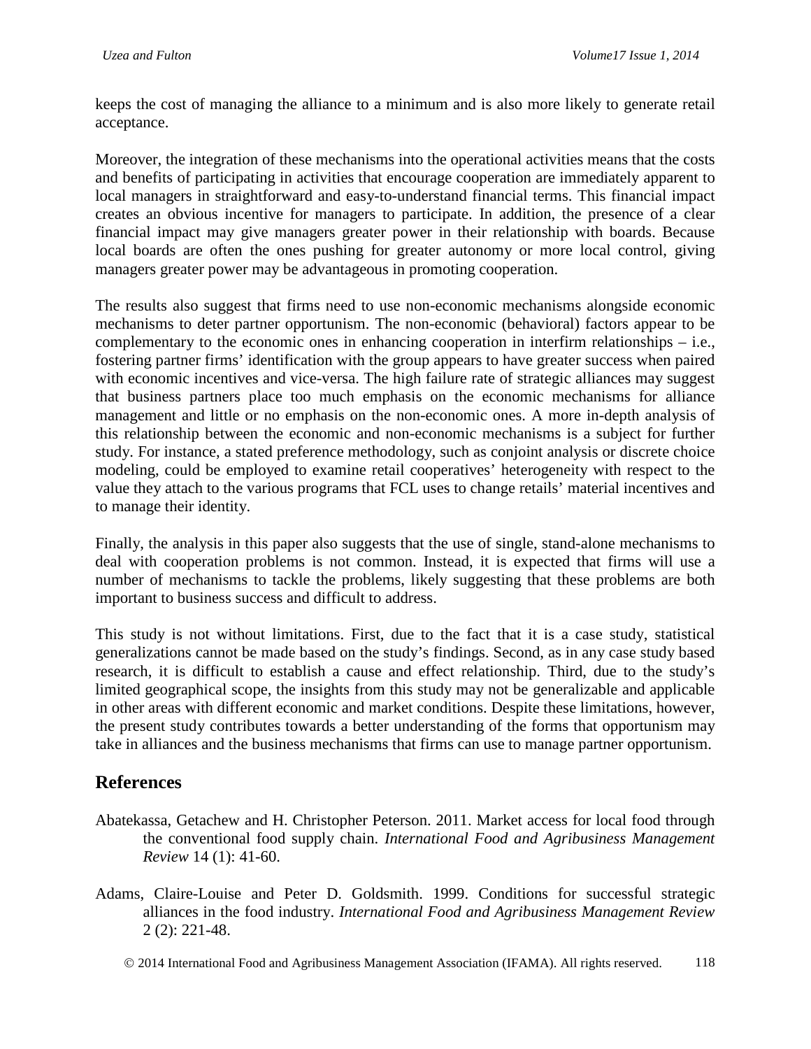keeps the cost of managing the alliance to a minimum and is also more likely to generate retail acceptance.

Moreover, the integration of these mechanisms into the operational activities means that the costs and benefits of participating in activities that encourage cooperation are immediately apparent to local managers in straightforward and easy-to-understand financial terms. This financial impact creates an obvious incentive for managers to participate. In addition, the presence of a clear financial impact may give managers greater power in their relationship with boards. Because local boards are often the ones pushing for greater autonomy or more local control, giving managers greater power may be advantageous in promoting cooperation.

The results also suggest that firms need to use non-economic mechanisms alongside economic mechanisms to deter partner opportunism. The non-economic (behavioral) factors appear to be complementary to the economic ones in enhancing cooperation in interfirm relationships – i.e., fostering partner firms' identification with the group appears to have greater success when paired with economic incentives and vice-versa. The high failure rate of strategic alliances may suggest that business partners place too much emphasis on the economic mechanisms for alliance management and little or no emphasis on the non-economic ones. A more in-depth analysis of this relationship between the economic and non-economic mechanisms is a subject for further study. For instance, a stated preference methodology, such as conjoint analysis or discrete choice modeling, could be employed to examine retail cooperatives' heterogeneity with respect to the value they attach to the various programs that FCL uses to change retails' material incentives and to manage their identity.

Finally, the analysis in this paper also suggests that the use of single, stand-alone mechanisms to deal with cooperation problems is not common. Instead, it is expected that firms will use a number of mechanisms to tackle the problems, likely suggesting that these problems are both important to business success and difficult to address.

This study is not without limitations. First, due to the fact that it is a case study, statistical generalizations cannot be made based on the study's findings. Second, as in any case study based research, it is difficult to establish a cause and effect relationship. Third, due to the study's limited geographical scope, the insights from this study may not be generalizable and applicable in other areas with different economic and market conditions. Despite these limitations, however, the present study contributes towards a better understanding of the forms that opportunism may take in alliances and the business mechanisms that firms can use to manage partner opportunism.

## References

Abatekassa, Getachew and H. Christopher Peterson. 2011. Market access for local food through the conventional food supply chain. *International Food and Agribusiness Management Review* 14 (1): 41-60.

Adams, Claire-Louise and Peter D. Goldsmith. 1999. Conditions for successful strategic alliances in the food industry. *International Food and Agribusiness Management Review* 2 (2): 221-48.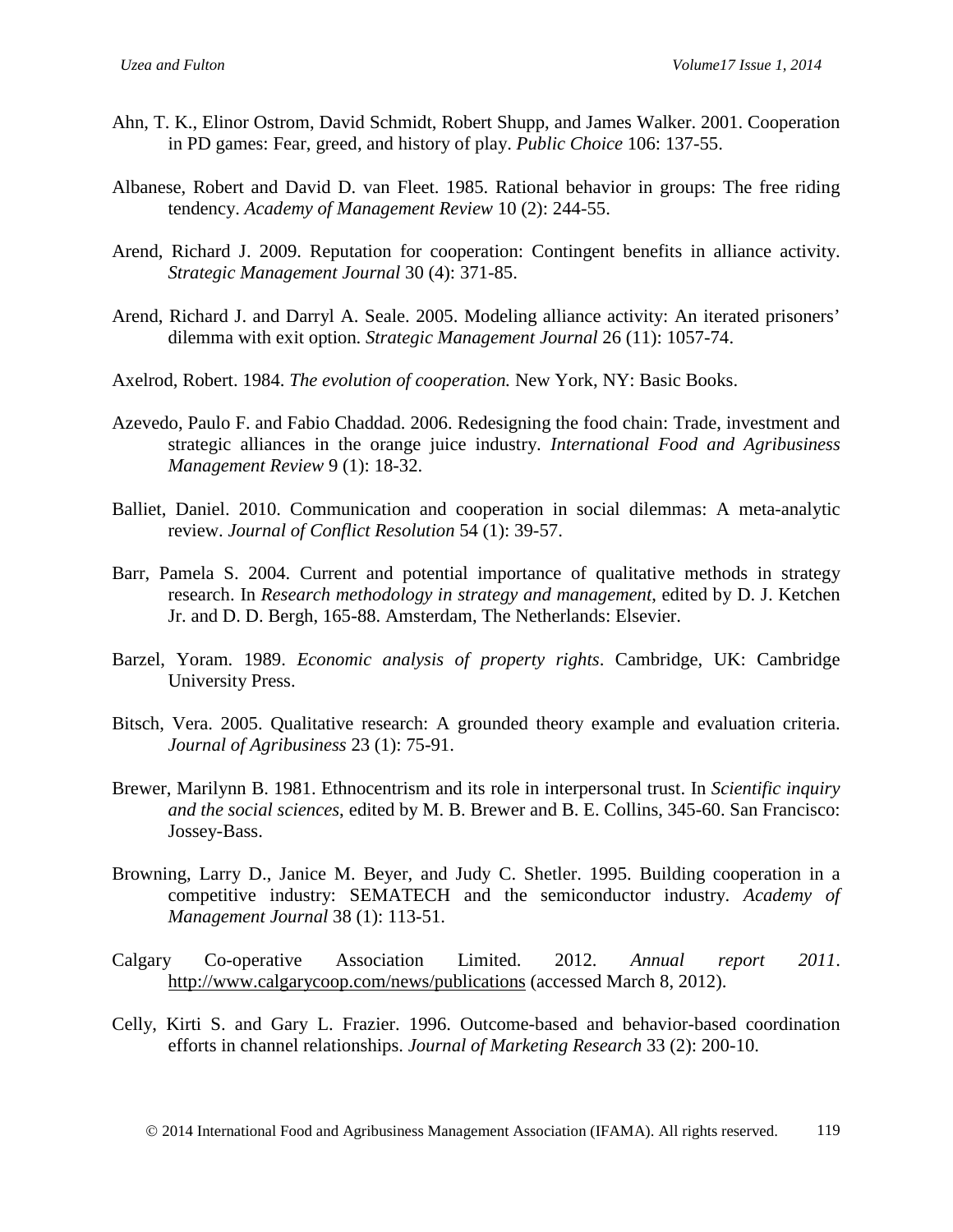Ahn, T. K., Elinor Ostrom, David Schmidt, Robert Shupp, and James Walker. 2001. Cooperation in PD games: Fear, greed, and history of play. *Public Choice* 106: 137-55.

Albanese, Robert and David D. van Fleet. 1985. Rational behavior in groups: The free riding tendency. *Academy of Management Review* 10 (2): 244-55.

Arend, Richard J. 2009. Reputation for cooperation: Contingent benefits in alliance activity. *Strategic Management Journal* 30 (4): 371-85.

Arend, Richard J. and Darryl A. Seale. 2005. Modeling alliance activity: An iterated prisoners' dilemma with exit option. *Strategic Management Journal* 26 (11): 1057-74.

Axelrod, Robert. 1984. *The evolution of cooperation.* New York, NY: Basic Books.

Azevedo, Paulo F. and Fabio Chaddad. 2006. Redesigning the food chain: Trade, investment and strategic alliances in the orange juice industry. *International Food and Agribusiness Management Review* 9 (1): 18-32.

Balliet, Daniel. 2010. Communication and cooperation in social dilemmas: A meta-analytic review. *Journal of Conflict Resolution* 54 (1): 39-57.

Barr, Pamela S. 2004. Current and potential importance of qualitative methods in strategy research. In *Research methodology in strategy and management*, edited by D. J. Ketchen Jr. and D. D. Bergh, 165-88. Amsterdam, The Netherlands: Elsevier.

Barzel, Yoram. 1989. *Economic analysis of property rights*. Cambridge, UK: Cambridge University Press.

Bitsch, Vera. 2005. Qualitative research: A grounded theory example and evaluation criteria. *Journal of Agribusiness* 23 (1): 75-91.

Brewer, Marilynn B. 1981. Ethnocentrism and its role in interpersonal trust. In *Scientific inquiry and the social sciences*, edited by M. B. Brewer and B. E. Collins, 345-60. San Francisco: Jossey-Bass.

Browning, Larry D., Janice M. Beyer, and Judy C. Shetler. 1995. Building cooperation in a competitive industry: SEMATECH and the semiconductor industry. *Academy of Management Journal* 38 (1): 113-51.

Calgary Co-operative Association Limited. 2012. *Annual report 2011*. http://www.calgarycoop.com/news/publications (accessed March 8, 2012).

Celly, Kirti S. and Gary L. Frazier. 1996. Outcome-based and behavior-based coordination efforts in channel relationships. *Journal of Marketing Research* 33 (2): 200-10.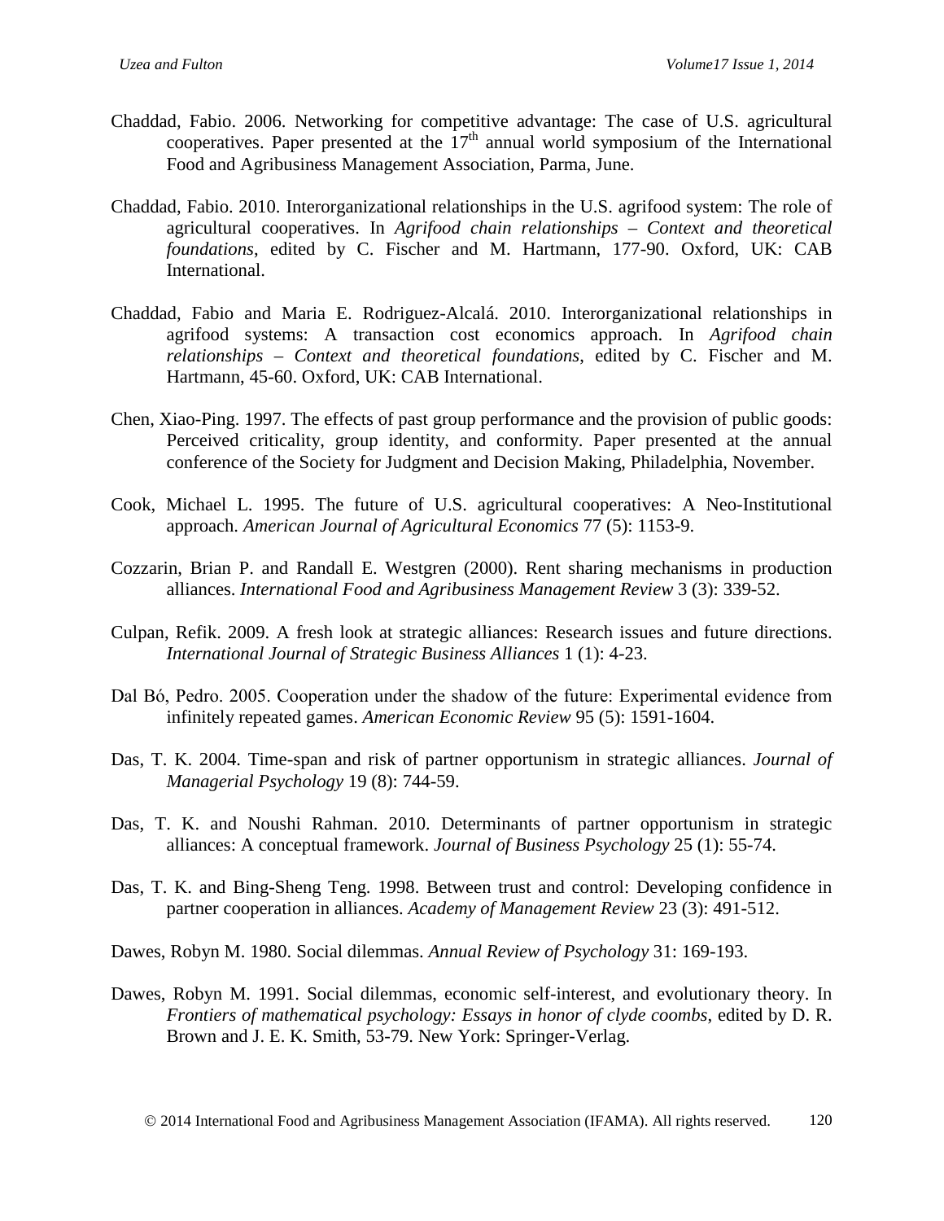Chaddad, Fabio. 2006. Networking for competitive advantage: The case of U.S. agricultural cooperatives. Paper presented at the 17th annual world symposium of the International Food and Agribusiness Management Association, Parma, June.

Chaddad, Fabio. 2010. Interorganizational relationships in the U.S. agrifood system: The role of agricultural cooperatives. In *Agrifood chain relationships – Context and theoretical foundations*, edited by C. Fischer and M. Hartmann, 177-90. Oxford, UK: CAB International.

Chaddad, Fabio and Maria E. Rodriguez-Alcalá. 2010. Interorganizational relationships in agrifood systems: A transaction cost economics approach. In *Agrifood chain relationships – Context and theoretical foundations*, edited by C. Fischer and M. Hartmann, 45-60. Oxford, UK: CAB International.

Chen, Xiao-Ping. 1997. The effects of past group performance and the provision of public goods: Perceived criticality, group identity, and conformity. Paper presented at the annual conference of the Society for Judgment and Decision Making, Philadelphia, November.

Cook, Michael L. 1995. The future of U.S. agricultural cooperatives: A Neo-Institutional approach. *American Journal of Agricultural Economics* 77 (5): 1153-9.

Cozzarin, Brian P. and Randall E. Westgren (2000). Rent sharing mechanisms in production alliances. *International Food and Agribusiness Management Review* 3 (3): 339-52.

Culpan, Refik. 2009. A fresh look at strategic alliances: Research issues and future directions. *International Journal of Strategic Business Alliances* 1 (1): 4-23.

Dal Bó, Pedro. 2005. Cooperation under the shadow of the future: Experimental evidence from infinitely repeated games. *American Economic Review* 95 (5): 1591-1604.

Das, T. K. 2004. Time-span and risk of partner opportunism in strategic alliances. *Journal of Managerial Psychology* 19 (8): 744-59.

Das, T. K. and Noushi Rahman. 2010. Determinants of partner opportunism in strategic alliances: A conceptual framework. *Journal of Business Psychology* 25 (1): 55-74.

Das, T. K. and Bing-Sheng Teng. 1998. Between trust and control: Developing confidence in partner cooperation in alliances. *Academy of Management Review* 23 (3): 491-512.

Dawes, Robyn M. 1980. Social dilemmas. *Annual Review of Psychology* 31: 169-193.

Dawes, Robyn M. 1991. Social dilemmas, economic self-interest, and evolutionary theory. In *Frontiers of mathematical psychology: Essays in honor of clyde coombs*, edited by D. R. Brown and J. E. K. Smith, 53-79. New York: Springer-Verlag.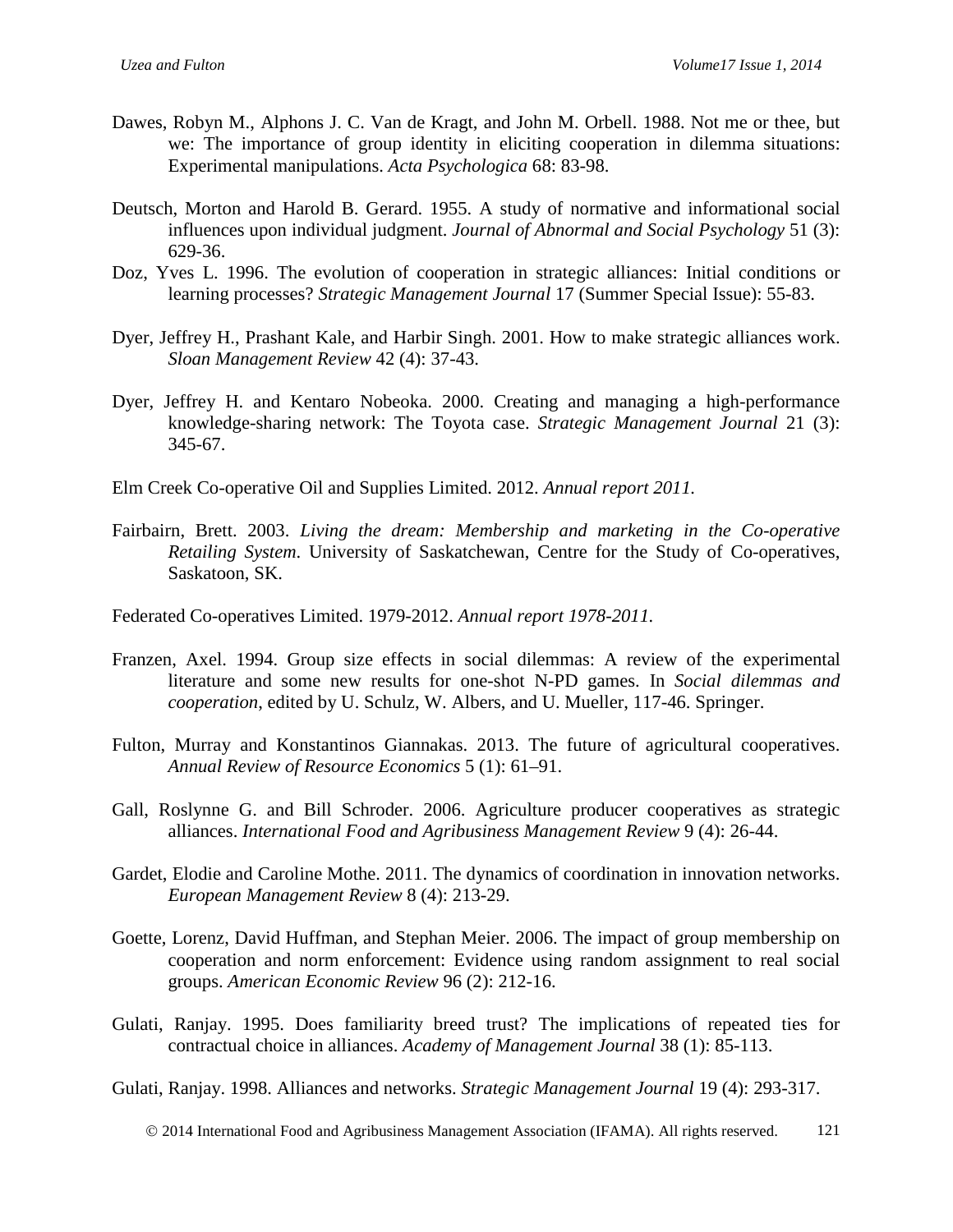Dawes, Robyn M., Alphons J. C. Van de Kragt, and John M. Orbell. 1988. Not me or thee, but we: The importance of group identity in eliciting cooperation in dilemma situations: Experimental manipulations. *Acta Psychologica* 68: 83-98.

Deutsch, Morton and Harold B. Gerard. 1955. A study of normative and informational social influences upon individual judgment. *Journal of Abnormal and Social Psychology* 51 (3): 629-36.

Doz, Yves L. 1996. The evolution of cooperation in strategic alliances: Initial conditions or learning processes? *Strategic Management Journal* 17 (Summer Special Issue): 55-83.

Dyer, Jeffrey H., Prashant Kale, and Harbir Singh. 2001. How to make strategic alliances work. *Sloan Management Review* 42 (4): 37-43.

Dyer, Jeffrey H. and Kentaro Nobeoka. 2000. Creating and managing a high-performance knowledge-sharing network: The Toyota case. *Strategic Management Journal* 21 (3): 345-67.

Elm Creek Co-operative Oil and Supplies Limited. 2012. *Annual report 2011.*

Fairbairn, Brett. 2003. *Living the dream: Membership and marketing in the Co-operative Retailing System*. University of Saskatchewan, Centre for the Study of Co-operatives, Saskatoon, SK.

Federated Co-operatives Limited. 1979-2012. *Annual report 1978-2011.*

Franzen, Axel. 1994. Group size effects in social dilemmas: A review of the experimental literature and some new results for one-shot N-PD games. In *Social dilemmas and cooperation*, edited by U. Schulz, W. Albers, and U. Mueller, 117-46. Springer.

Fulton, Murray and Konstantinos Giannakas. 2013. The future of agricultural cooperatives. *Annual Review of Resource Economics* 5 (1): 61–91.

Gall, Roslynne G. and Bill Schroder. 2006. Agriculture producer cooperatives as strategic alliances. *International Food and Agribusiness Management Review* 9 (4): 26-44.

Gardet, Elodie and Caroline Mothe. 2011. The dynamics of coordination in innovation networks. *European Management Review* 8 (4): 213-29.

Goette, Lorenz, David Huffman, and Stephan Meier. 2006. The impact of group membership on cooperation and norm enforcement: Evidence using random assignment to real social groups. *American Economic Review* 96 (2): 212-16.

Gulati, Ranjay. 1995. Does familiarity breed trust? The implications of repeated ties for contractual choice in alliances. *Academy of Management Journal* 38 (1): 85-113.

Gulati, Ranjay. 1998. Alliances and networks. *Strategic Management Journal* 19 (4): 293-317.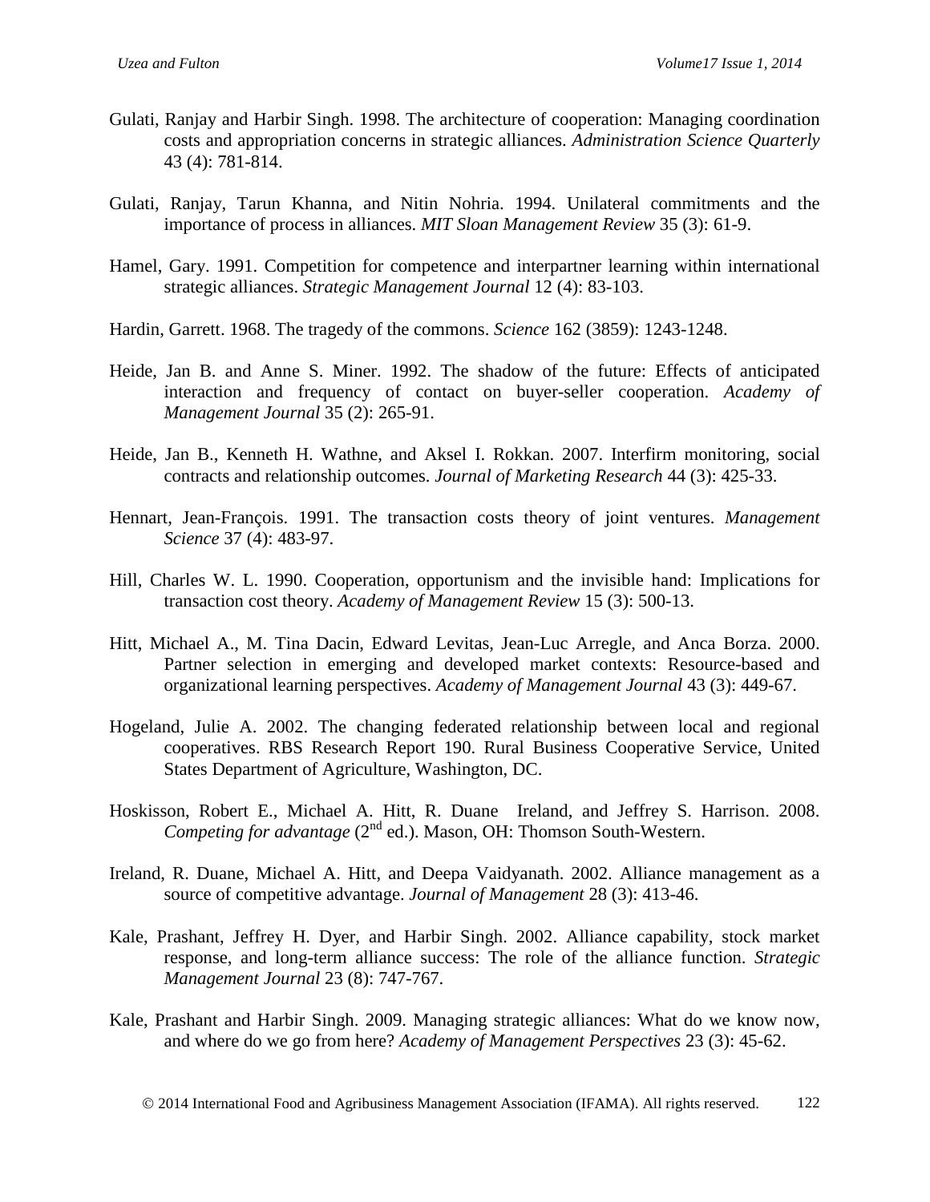Gulati, Ranjay and Harbir Singh. 1998. The architecture of cooperation: Managing coordination costs and appropriation concerns in strategic alliances. *Administration Science Quarterly* 43 (4): 781-814.

Gulati, Ranjay, Tarun Khanna, and Nitin Nohria. 1994. Unilateral commitments and the importance of process in alliances. *MIT Sloan Management Review* 35 (3): 61-9.

Hamel, Gary. 1991. Competition for competence and interpartner learning within international strategic alliances. *Strategic Management Journal* 12 (4): 83-103.

Hardin, Garrett. 1968. The tragedy of the commons. *Science* 162 (3859): 1243-1248.

Heide, Jan B. and Anne S. Miner. 1992. The shadow of the future: Effects of anticipated interaction and frequency of contact on buyer-seller cooperation. *Academy of Management Journal* 35 (2): 265-91.

Heide, Jan B., Kenneth H. Wathne, and Aksel I. Rokkan. 2007. Interfirm monitoring, social contracts and relationship outcomes. *Journal of Marketing Research* 44 (3): 425-33.

Hennart, Jean-François. 1991. The transaction costs theory of joint ventures. *Management Science* 37 (4): 483-97.

Hill, Charles W. L. 1990. Cooperation, opportunism and the invisible hand: Implications for transaction cost theory. *Academy of Management Review* 15 (3): 500-13.

Hitt, Michael A., M. Tina Dacin, Edward Levitas, Jean-Luc Arregle, and Anca Borza. 2000. Partner selection in emerging and developed market contexts: Resource-based and organizational learning perspectives. *Academy of Management Journal* 43 (3): 449-67.

Hogeland, Julie A. 2002. The changing federated relationship between local and regional cooperatives. RBS Research Report 190. Rural Business Cooperative Service, United States Department of Agriculture, Washington, DC.

Hoskisson, Robert E., Michael A. Hitt, R. Duane Ireland, and Jeffrey S. Harrison. 2008. *Competing for advantage* (2nd ed.). Mason, OH: Thomson South-Western.

Ireland, R. Duane, Michael A. Hitt, and Deepa Vaidyanath. 2002. Alliance management as a source of competitive advantage. *Journal of Management* 28 (3): 413-46.

Kale, Prashant, Jeffrey H. Dyer, and Harbir Singh. 2002. Alliance capability, stock market response, and long-term alliance success: The role of the alliance function. *Strategic Management Journal* 23 (8): 747-767.

Kale, Prashant and Harbir Singh. 2009. Managing strategic alliances: What do we know now, and where do we go from here? *Academy of Management Perspectives* 23 (3): 45-62.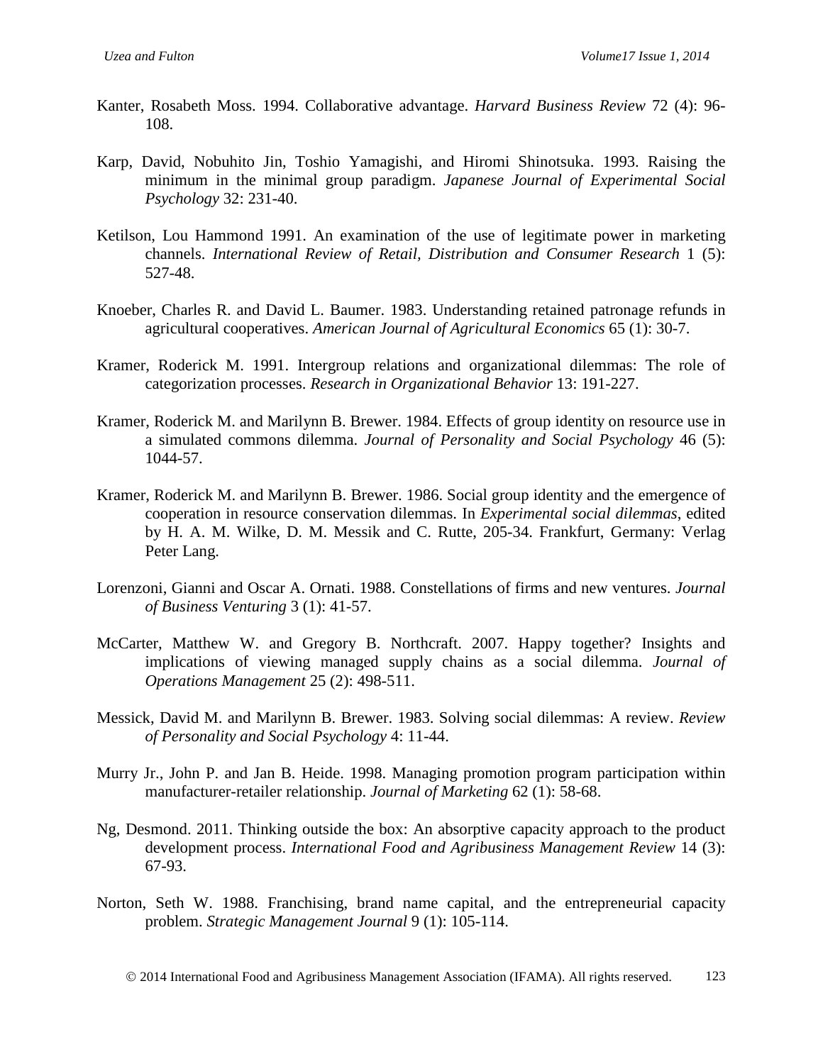Kanter, Rosabeth Moss. 1994. Collaborative advantage. *Harvard Business Review* 72 (4): 96-108.

Karp, David, Nobuhito Jin, Toshio Yamagishi, and Hiromi Shinotsuka. 1993. Raising the minimum in the minimal group paradigm. *Japanese Journal of Experimental Social Psychology* 32: 231-40.

Ketilson, Lou Hammond 1991. An examination of the use of legitimate power in marketing channels. *International Review of Retail, Distribution and Consumer Research* 1 (5): 527-48.

Knoeber, Charles R. and David L. Baumer. 1983. Understanding retained patronage refunds in agricultural cooperatives. *American Journal of Agricultural Economics* 65 (1): 30-7.

Kramer, Roderick M. 1991. Intergroup relations and organizational dilemmas: The role of categorization processes. *Research in Organizational Behavior* 13: 191-227.

Kramer, Roderick M. and Marilynn B. Brewer. 1984. Effects of group identity on resource use in a simulated commons dilemma. *Journal of Personality and Social Psychology* 46 (5): 1044-57.

Kramer, Roderick M. and Marilynn B. Brewer. 1986. Social group identity and the emergence of cooperation in resource conservation dilemmas. In *Experimental social dilemmas*, edited by H. A. M. Wilke, D. M. Messik and C. Rutte, 205-34. Frankfurt, Germany: Verlag Peter Lang.

Lorenzoni, Gianni and Oscar A. Ornati. 1988. Constellations of firms and new ventures. *Journal of Business Venturing* 3 (1): 41-57.

McCarter, Matthew W. and Gregory B. Northcraft. 2007. Happy together? Insights and implications of viewing managed supply chains as a social dilemma. *Journal of Operations Management* 25 (2): 498-511.

Messick, David M. and Marilynn B. Brewer. 1983. Solving social dilemmas: A review. *Review of Personality and Social Psychology* 4: 11-44.

Murry Jr., John P. and Jan B. Heide. 1998. Managing promotion program participation within manufacturer-retailer relationship. *Journal of Marketing* 62 (1): 58-68.

Ng, Desmond. 2011. Thinking outside the box: An absorptive capacity approach to the product development process. *International Food and Agribusiness Management Review* 14 (3): 67-93.

Norton, Seth W. 1988. Franchising, brand name capital, and the entrepreneurial capacity problem. *Strategic Management Journal* 9 (1): 105-114.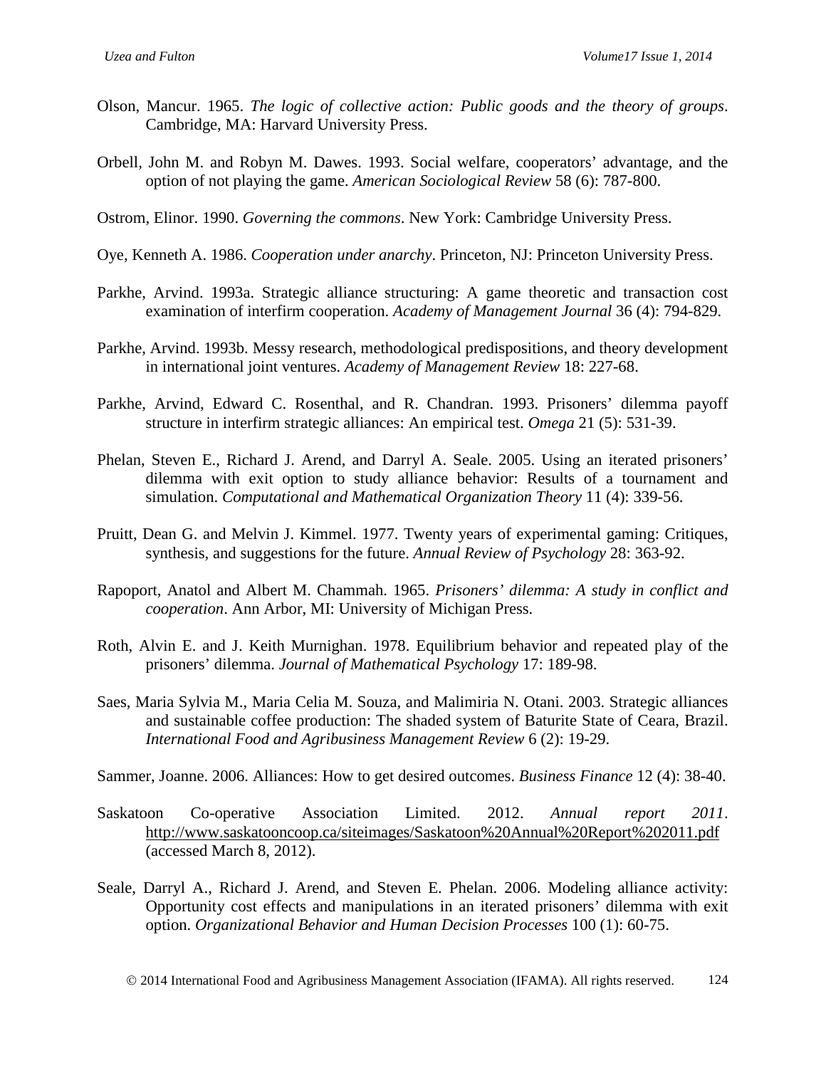Olson, Mancur. 1965. *The logic of collective action: Public goods and the theory of groups*. Cambridge, MA: Harvard University Press.

Orbell, John M. and Robyn M. Dawes. 1993. Social welfare, cooperators' advantage, and the option of not playing the game. *American Sociological Review* 58 (6): 787-800.

Ostrom, Elinor. 1990. *Governing the commons*. New York: Cambridge University Press.

Oye, Kenneth A. 1986. *Cooperation under anarchy*. Princeton, NJ: Princeton University Press.

Parkhe, Arvind. 1993a. Strategic alliance structuring: A game theoretic and transaction cost examination of interfirm cooperation. *Academy of Management Journal* 36 (4): 794-829.

Parkhe, Arvind. 1993b. Messy research, methodological predispositions, and theory development in international joint ventures. *Academy of Management Review* 18: 227-68.

Parkhe, Arvind, Edward C. Rosenthal, and R. Chandran. 1993. Prisoners' dilemma payoff structure in interfirm strategic alliances: An empirical test. *Omega* 21 (5): 531-39.

Phelan, Steven E., Richard J. Arend, and Darryl A. Seale. 2005. Using an iterated prisoners' dilemma with exit option to study alliance behavior: Results of a tournament and simulation. *Computational and Mathematical Organization Theory* 11 (4): 339-56.

Pruitt, Dean G. and Melvin J. Kimmel. 1977. Twenty years of experimental gaming: Critiques, synthesis, and suggestions for the future. *Annual Review of Psychology* 28: 363-92.

Rapoport, Anatol and Albert M. Chammah. 1965. *Prisoners' dilemma: A study in conflict and cooperation*. Ann Arbor, MI: University of Michigan Press.

Roth, Alvin E. and J. Keith Murnighan. 1978. Equilibrium behavior and repeated play of the prisoners' dilemma. *Journal of Mathematical Psychology* 17: 189-98.

Saes, Maria Sylvia M., Maria Celia M. Souza, and Malimiria N. Otani. 2003. Strategic alliances and sustainable coffee production: The shaded system of Baturite State of Ceara, Brazil. *International Food and Agribusiness Management Review* 6 (2): 19-29.

Sammer, Joanne. 2006. Alliances: How to get desired outcomes. *Business Finance* 12 (4): 38-40.

Saskatoon Co-operative Association Limited. 2012. *Annual report 2011*. http://www.saskatooncoop.ca/siteimages/Saskatoon%20Annual%20Report%202011.pdf (accessed March 8, 2012).

Seale, Darryl A., Richard J. Arend, and Steven E. Phelan. 2006. Modeling alliance activity: Opportunity cost effects and manipulations in an iterated prisoners' dilemma with exit option. *Organizational Behavior and Human Decision Processes* 100 (1): 60-75.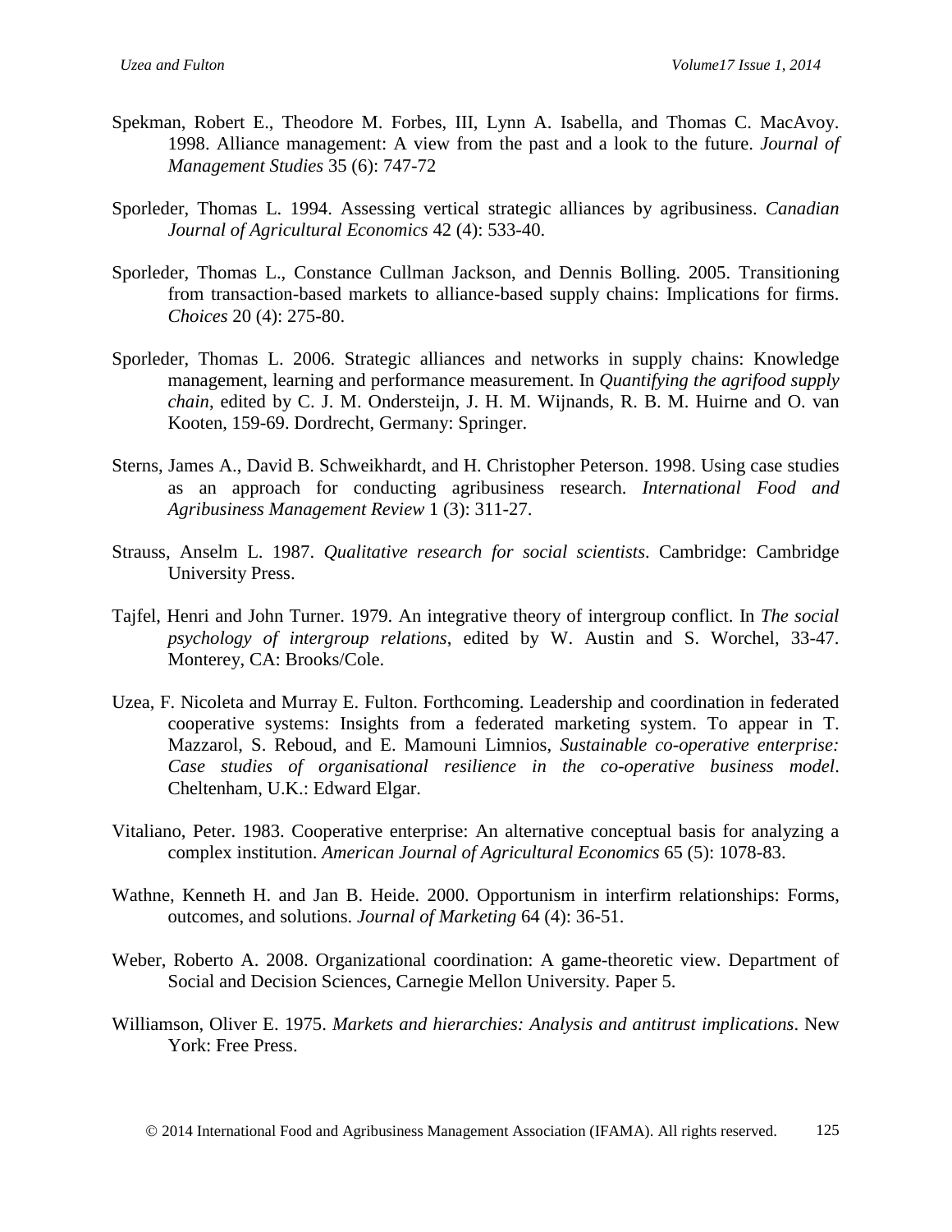Spekman, Robert E., Theodore M. Forbes, III, Lynn A. Isabella, and Thomas C. MacAvoy. 1998. Alliance management: A view from the past and a look to the future. *Journal of Management Studies* 35 (6): 747-72

Sporleder, Thomas L. 1994. Assessing vertical strategic alliances by agribusiness. *Canadian Journal of Agricultural Economics* 42 (4): 533-40.

Sporleder, Thomas L., Constance Cullman Jackson, and Dennis Bolling. 2005. Transitioning from transaction-based markets to alliance-based supply chains: Implications for firms. *Choices* 20 (4): 275-80.

Sporleder, Thomas L. 2006. Strategic alliances and networks in supply chains: Knowledge management, learning and performance measurement. In *Quantifying the agrifood supply chain*, edited by C. J. M. Ondersteijn, J. H. M. Wijnands, R. B. M. Huirne and O. van Kooten, 159-69. Dordrecht, Germany: Springer.

Sterns, James A., David B. Schweikhardt, and H. Christopher Peterson. 1998. Using case studies as an approach for conducting agribusiness research. *International Food and Agribusiness Management Review* 1 (3): 311-27.

Strauss, Anselm L. 1987. *Qualitative research for social scientists*. Cambridge: Cambridge University Press.

Tajfel, Henri and John Turner. 1979. An integrative theory of intergroup conflict. In *The social psychology of intergroup relations*, edited by W. Austin and S. Worchel, 33-47. Monterey, CA: Brooks/Cole.

Uzea, F. Nicoleta and Murray E. Fulton. Forthcoming. Leadership and coordination in federated cooperative systems: Insights from a federated marketing system. To appear in T. Mazzarol, S. Reboud, and E. Mamouni Limnios, *Sustainable co-operative enterprise: Case studies of organisational resilience in the co-operative business model*. Cheltenham, U.K.: Edward Elgar.

Vitaliano, Peter. 1983. Cooperative enterprise: An alternative conceptual basis for analyzing a complex institution. *American Journal of Agricultural Economics* 65 (5): 1078-83.

Wathne, Kenneth H. and Jan B. Heide. 2000. Opportunism in interfirm relationships: Forms, outcomes, and solutions. *Journal of Marketing* 64 (4): 36-51.

Weber, Roberto A. 2008. Organizational coordination: A game-theoretic view. Department of Social and Decision Sciences, Carnegie Mellon University. Paper 5.

Williamson, Oliver E. 1975. *Markets and hierarchies: Analysis and antitrust implications*. New York: Free Press.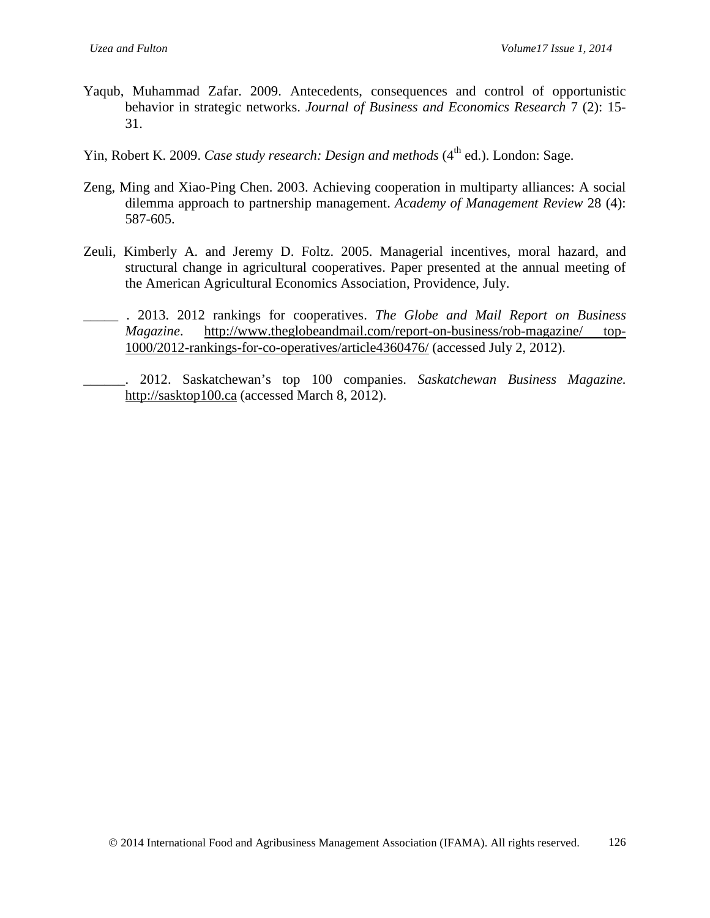Yaqub, Muhammad Zafar. 2009. Antecedents, consequences and control of opportunistic behavior in strategic networks. *Journal of Business and Economics Research* 7 (2): 15-31.

Yin, Robert K. 2009. *Case study research: Design and methods* (4th ed.). London: Sage.

Zeng, Ming and Xiao-Ping Chen. 2003. Achieving cooperation in multiparty alliances: A social dilemma approach to partnership management. *Academy of Management Review* 28 (4): 587-605.

Zeuli, Kimberly A. and Jeremy D. Foltz. 2005. Managerial incentives, moral hazard, and structural change in agricultural cooperatives. Paper presented at the annual meeting of the American Agricultural Economics Association, Providence, July.

_____ . 2013. 2012 rankings for cooperatives. *The Globe and Mail Report on Business Magazine*. http://www.theglobeandmail.com/report-on-business/rob-magazine/ top-1000/2012-rankings-for-co-operatives/article4360476/ (accessed July 2, 2012).

______. 2012. Saskatchewan's top 100 companies. *Saskatchewan Business Magazine.* http://sasktop100.ca (accessed March 8, 2012).